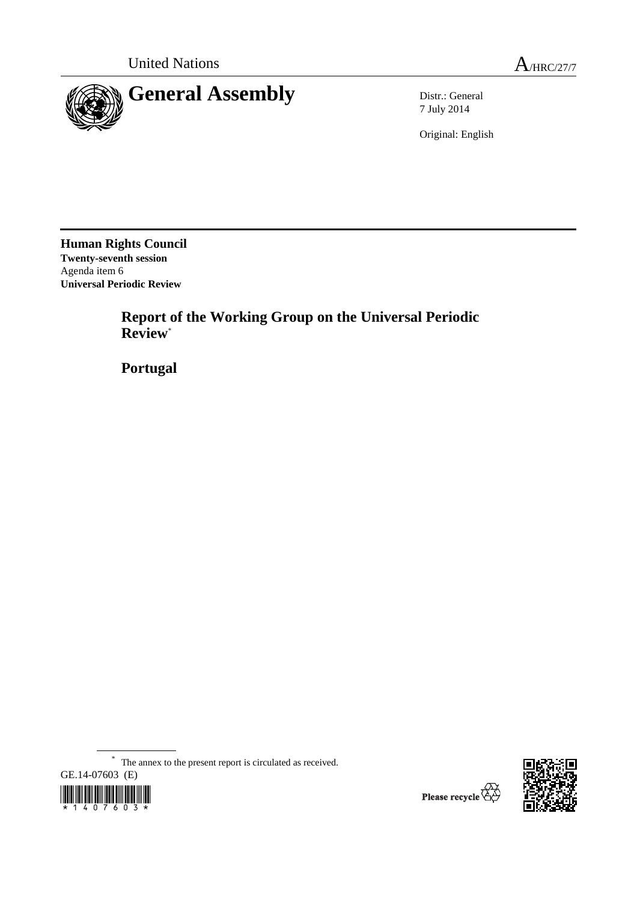United Nations A/HRC/27/7

# General Assembly

Distr.: General
7 July 2014

Original: English

**Human Rights Council**
**Twenty-seventh session**
Agenda item 6
**Universal Periodic Review**

## Report of the Working Group on the Universal Periodic Review*

## Portugal

\* The annex to the present report is circulated as received.

GE.14-07603 (E)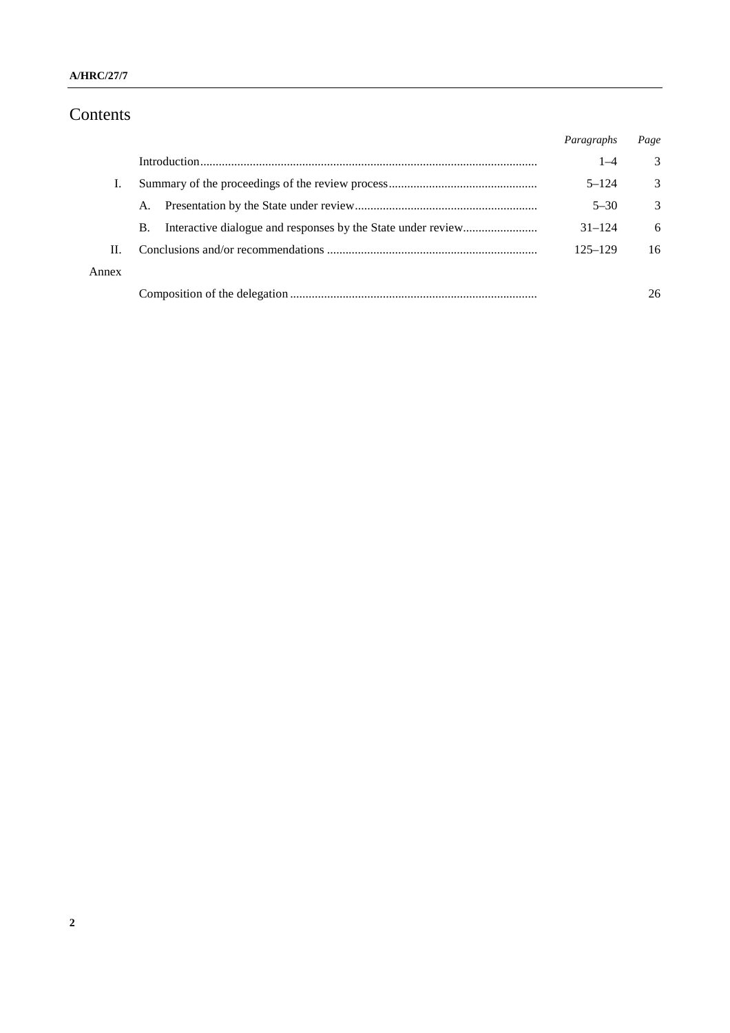# Contents

| | | *Paragraphs* | *Page* |
|---|---|---|---|
| | Introduction | 1–4 | 3 |
| I. | Summary of the proceedings of the review process | 5–124 | 3 |
| | A. Presentation by the State under review | 5–30 | 3 |
| | B. Interactive dialogue and responses by the State under review | 31–124 | 6 |
| II. | Conclusions and/or recommendations | 125–129 | 16 |
| Annex | | | |
| | Composition of the delegation | | 26 |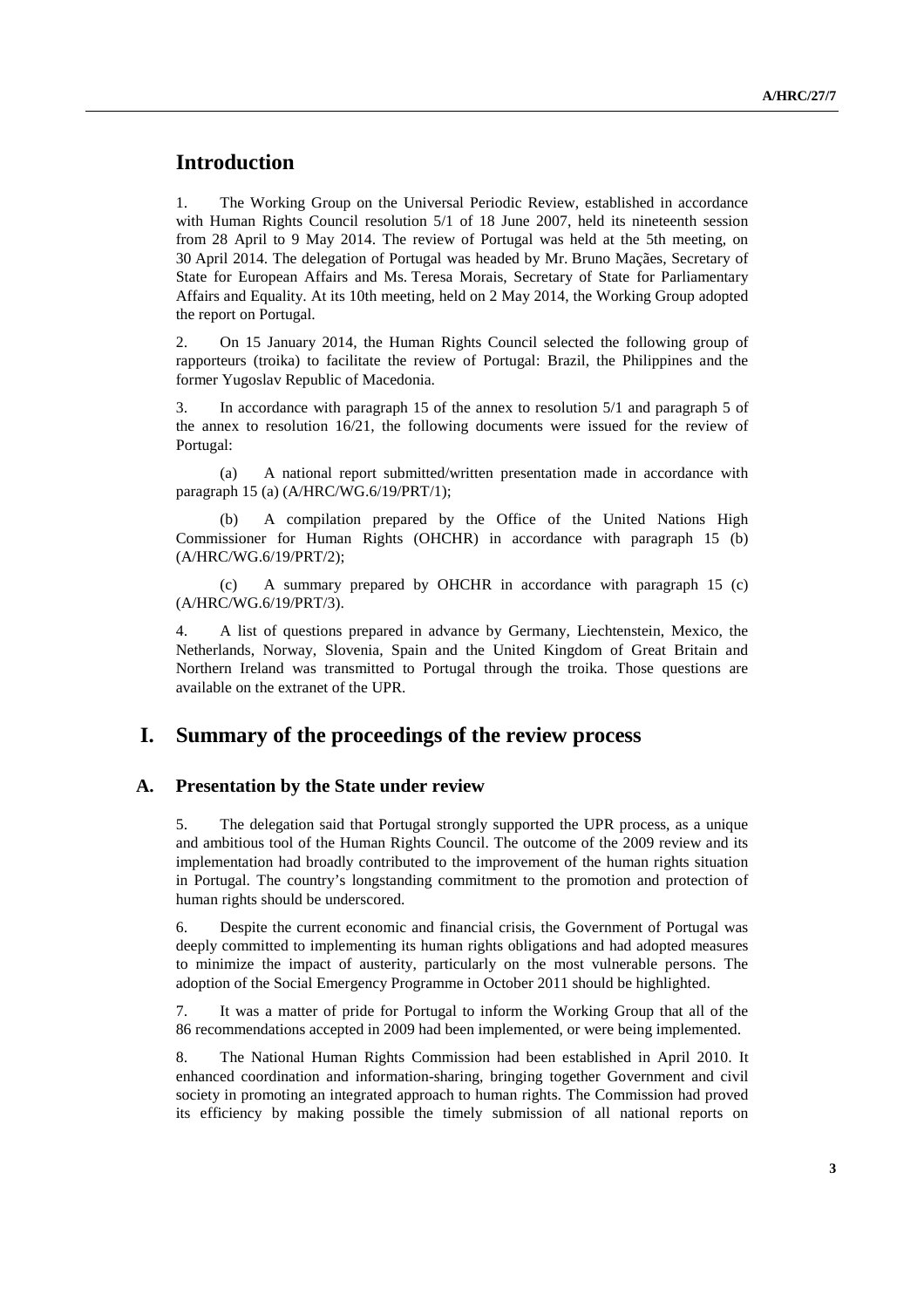# Introduction

1. The Working Group on the Universal Periodic Review, established in accordance with Human Rights Council resolution 5/1 of 18 June 2007, held its nineteenth session from 28 April to 9 May 2014. The review of Portugal was held at the 5th meeting, on 30 April 2014. The delegation of Portugal was headed by Mr. Bruno Maçães, Secretary of State for European Affairs and Ms. Teresa Morais, Secretary of State for Parliamentary Affairs and Equality. At its 10th meeting, held on 2 May 2014, the Working Group adopted the report on Portugal.

2. On 15 January 2014, the Human Rights Council selected the following group of rapporteurs (troika) to facilitate the review of Portugal: Brazil, the Philippines and the former Yugoslav Republic of Macedonia.

3. In accordance with paragraph 15 of the annex to resolution 5/1 and paragraph 5 of the annex to resolution 16/21, the following documents were issued for the review of Portugal:

(a) A national report submitted/written presentation made in accordance with paragraph 15 (a) (A/HRC/WG.6/19/PRT/1);

(b) A compilation prepared by the Office of the United Nations High Commissioner for Human Rights (OHCHR) in accordance with paragraph 15 (b) (A/HRC/WG.6/19/PRT/2);

(c) A summary prepared by OHCHR in accordance with paragraph 15 (c) (A/HRC/WG.6/19/PRT/3).

4. A list of questions prepared in advance by Germany, Liechtenstein, Mexico, the Netherlands, Norway, Slovenia, Spain and the United Kingdom of Great Britain and Northern Ireland was transmitted to Portugal through the troika. Those questions are available on the extranet of the UPR.

# I. Summary of the proceedings of the review process

## A. Presentation by the State under review

5. The delegation said that Portugal strongly supported the UPR process, as a unique and ambitious tool of the Human Rights Council. The outcome of the 2009 review and its implementation had broadly contributed to the improvement of the human rights situation in Portugal. The country's longstanding commitment to the promotion and protection of human rights should be underscored.

6. Despite the current economic and financial crisis, the Government of Portugal was deeply committed to implementing its human rights obligations and had adopted measures to minimize the impact of austerity, particularly on the most vulnerable persons. The adoption of the Social Emergency Programme in October 2011 should be highlighted.

7. It was a matter of pride for Portugal to inform the Working Group that all of the 86 recommendations accepted in 2009 had been implemented, or were being implemented.

8. The National Human Rights Commission had been established in April 2010. It enhanced coordination and information-sharing, bringing together Government and civil society in promoting an integrated approach to human rights. The Commission had proved its efficiency by making possible the timely submission of all national reports on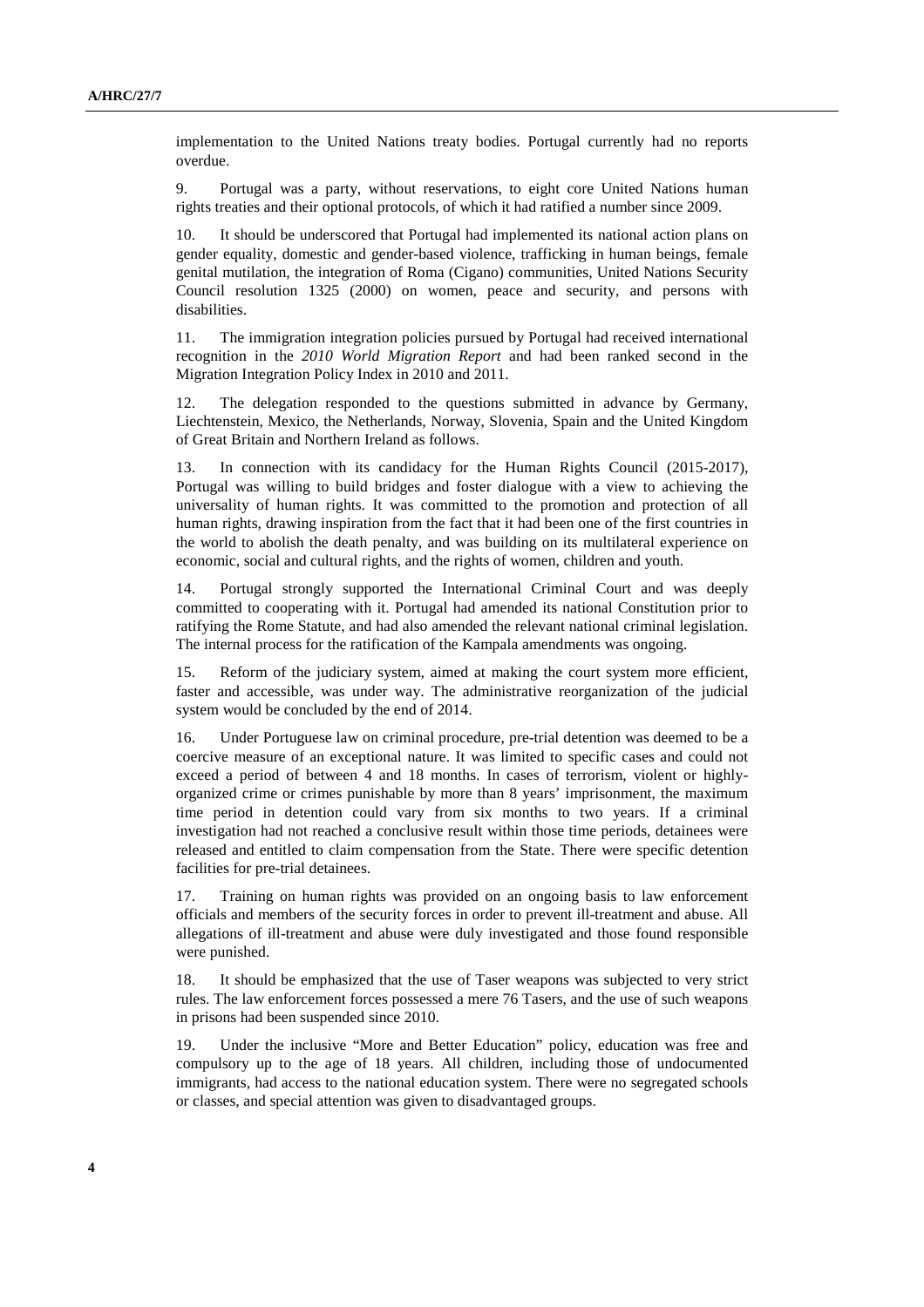implementation to the United Nations treaty bodies. Portugal currently had no reports overdue.

9. Portugal was a party, without reservations, to eight core United Nations human rights treaties and their optional protocols, of which it had ratified a number since 2009.

10. It should be underscored that Portugal had implemented its national action plans on gender equality, domestic and gender-based violence, trafficking in human beings, female genital mutilation, the integration of Roma (Cigano) communities, United Nations Security Council resolution 1325 (2000) on women, peace and security, and persons with disabilities.

11. The immigration integration policies pursued by Portugal had received international recognition in the *2010 World Migration Report* and had been ranked second in the Migration Integration Policy Index in 2010 and 2011.

12. The delegation responded to the questions submitted in advance by Germany, Liechtenstein, Mexico, the Netherlands, Norway, Slovenia, Spain and the United Kingdom of Great Britain and Northern Ireland as follows.

13. In connection with its candidacy for the Human Rights Council (2015-2017), Portugal was willing to build bridges and foster dialogue with a view to achieving the universality of human rights. It was committed to the promotion and protection of all human rights, drawing inspiration from the fact that it had been one of the first countries in the world to abolish the death penalty, and was building on its multilateral experience on economic, social and cultural rights, and the rights of women, children and youth.

14. Portugal strongly supported the International Criminal Court and was deeply committed to cooperating with it. Portugal had amended its national Constitution prior to ratifying the Rome Statute, and had also amended the relevant national criminal legislation. The internal process for the ratification of the Kampala amendments was ongoing.

15. Reform of the judiciary system, aimed at making the court system more efficient, faster and accessible, was under way. The administrative reorganization of the judicial system would be concluded by the end of 2014.

16. Under Portuguese law on criminal procedure, pre-trial detention was deemed to be a coercive measure of an exceptional nature. It was limited to specific cases and could not exceed a period of between 4 and 18 months. In cases of terrorism, violent or highly-organized crime or crimes punishable by more than 8 years' imprisonment, the maximum time period in detention could vary from six months to two years. If a criminal investigation had not reached a conclusive result within those time periods, detainees were released and entitled to claim compensation from the State. There were specific detention facilities for pre-trial detainees.

17. Training on human rights was provided on an ongoing basis to law enforcement officials and members of the security forces in order to prevent ill-treatment and abuse. All allegations of ill-treatment and abuse were duly investigated and those found responsible were punished.

18. It should be emphasized that the use of Taser weapons was subjected to very strict rules. The law enforcement forces possessed a mere 76 Tasers, and the use of such weapons in prisons had been suspended since 2010.

19. Under the inclusive "More and Better Education" policy, education was free and compulsory up to the age of 18 years. All children, including those of undocumented immigrants, had access to the national education system. There were no segregated schools or classes, and special attention was given to disadvantaged groups.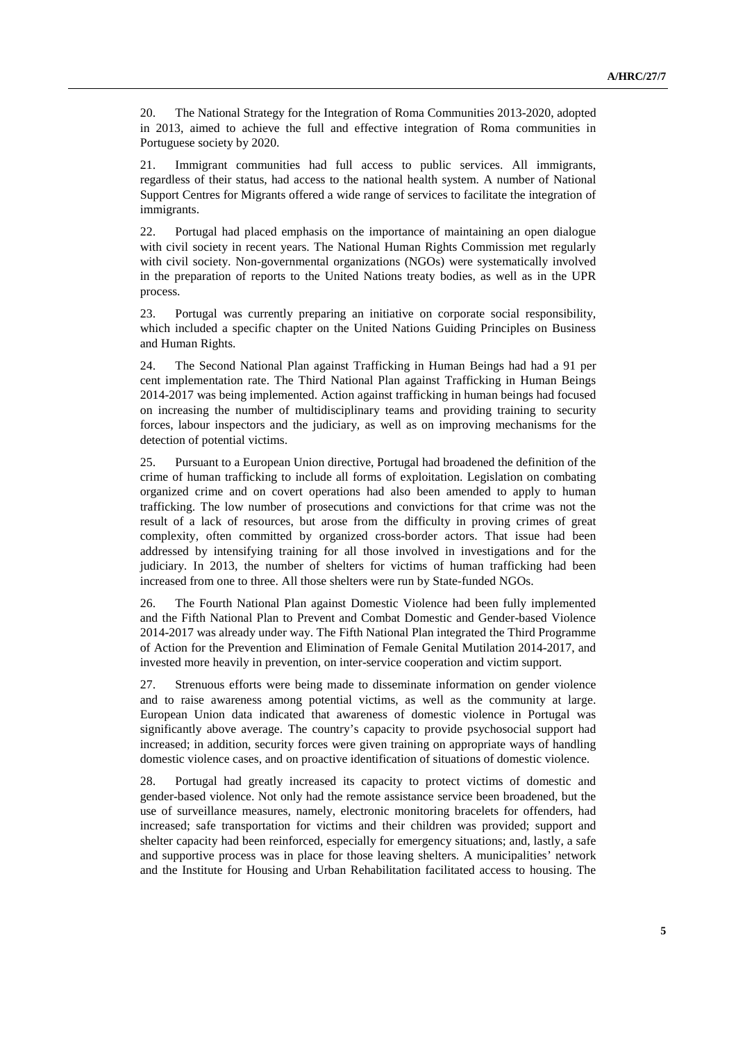20. The National Strategy for the Integration of Roma Communities 2013-2020, adopted in 2013, aimed to achieve the full and effective integration of Roma communities in Portuguese society by 2020.

21. Immigrant communities had full access to public services. All immigrants, regardless of their status, had access to the national health system. A number of National Support Centres for Migrants offered a wide range of services to facilitate the integration of immigrants.

22. Portugal had placed emphasis on the importance of maintaining an open dialogue with civil society in recent years. The National Human Rights Commission met regularly with civil society. Non-governmental organizations (NGOs) were systematically involved in the preparation of reports to the United Nations treaty bodies, as well as in the UPR process.

23. Portugal was currently preparing an initiative on corporate social responsibility, which included a specific chapter on the United Nations Guiding Principles on Business and Human Rights.

24. The Second National Plan against Trafficking in Human Beings had had a 91 per cent implementation rate. The Third National Plan against Trafficking in Human Beings 2014-2017 was being implemented. Action against trafficking in human beings had focused on increasing the number of multidisciplinary teams and providing training to security forces, labour inspectors and the judiciary, as well as on improving mechanisms for the detection of potential victims.

25. Pursuant to a European Union directive, Portugal had broadened the definition of the crime of human trafficking to include all forms of exploitation. Legislation on combating organized crime and on covert operations had also been amended to apply to human trafficking. The low number of prosecutions and convictions for that crime was not the result of a lack of resources, but arose from the difficulty in proving crimes of great complexity, often committed by organized cross-border actors. That issue had been addressed by intensifying training for all those involved in investigations and for the judiciary. In 2013, the number of shelters for victims of human trafficking had been increased from one to three. All those shelters were run by State-funded NGOs.

26. The Fourth National Plan against Domestic Violence had been fully implemented and the Fifth National Plan to Prevent and Combat Domestic and Gender-based Violence 2014-2017 was already under way. The Fifth National Plan integrated the Third Programme of Action for the Prevention and Elimination of Female Genital Mutilation 2014-2017, and invested more heavily in prevention, on inter-service cooperation and victim support.

27. Strenuous efforts were being made to disseminate information on gender violence and to raise awareness among potential victims, as well as the community at large. European Union data indicated that awareness of domestic violence in Portugal was significantly above average. The country's capacity to provide psychosocial support had increased; in addition, security forces were given training on appropriate ways of handling domestic violence cases, and on proactive identification of situations of domestic violence.

28. Portugal had greatly increased its capacity to protect victims of domestic and gender-based violence. Not only had the remote assistance service been broadened, but the use of surveillance measures, namely, electronic monitoring bracelets for offenders, had increased; safe transportation for victims and their children was provided; support and shelter capacity had been reinforced, especially for emergency situations; and, lastly, a safe and supportive process was in place for those leaving shelters. A municipalities' network and the Institute for Housing and Urban Rehabilitation facilitated access to housing. The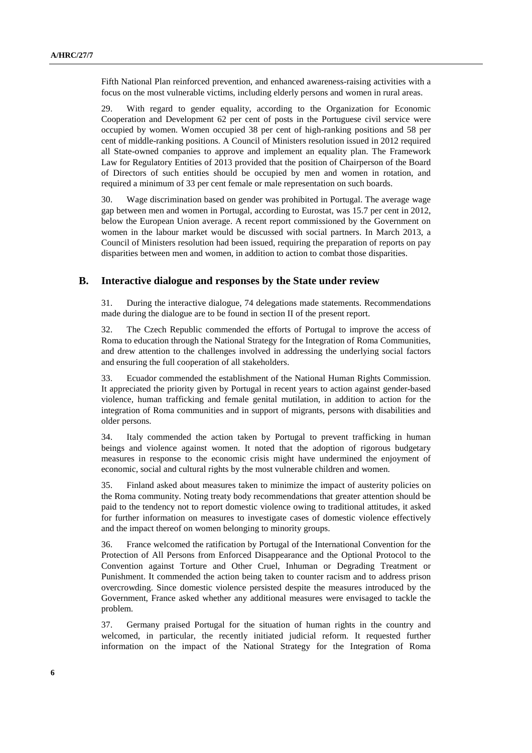Fifth National Plan reinforced prevention, and enhanced awareness-raising activities with a focus on the most vulnerable victims, including elderly persons and women in rural areas.

29. With regard to gender equality, according to the Organization for Economic Cooperation and Development 62 per cent of posts in the Portuguese civil service were occupied by women. Women occupied 38 per cent of high-ranking positions and 58 per cent of middle-ranking positions. A Council of Ministers resolution issued in 2012 required all State-owned companies to approve and implement an equality plan. The Framework Law for Regulatory Entities of 2013 provided that the position of Chairperson of the Board of Directors of such entities should be occupied by men and women in rotation, and required a minimum of 33 per cent female or male representation on such boards.

30. Wage discrimination based on gender was prohibited in Portugal. The average wage gap between men and women in Portugal, according to Eurostat, was 15.7 per cent in 2012, below the European Union average. A recent report commissioned by the Government on women in the labour market would be discussed with social partners. In March 2013, a Council of Ministers resolution had been issued, requiring the preparation of reports on pay disparities between men and women, in addition to action to combat those disparities.

## B. Interactive dialogue and responses by the State under review

31. During the interactive dialogue, 74 delegations made statements. Recommendations made during the dialogue are to be found in section II of the present report.

32. The Czech Republic commended the efforts of Portugal to improve the access of Roma to education through the National Strategy for the Integration of Roma Communities, and drew attention to the challenges involved in addressing the underlying social factors and ensuring the full cooperation of all stakeholders.

33. Ecuador commended the establishment of the National Human Rights Commission. It appreciated the priority given by Portugal in recent years to action against gender-based violence, human trafficking and female genital mutilation, in addition to action for the integration of Roma communities and in support of migrants, persons with disabilities and older persons.

34. Italy commended the action taken by Portugal to prevent trafficking in human beings and violence against women. It noted that the adoption of rigorous budgetary measures in response to the economic crisis might have undermined the enjoyment of economic, social and cultural rights by the most vulnerable children and women.

35. Finland asked about measures taken to minimize the impact of austerity policies on the Roma community. Noting treaty body recommendations that greater attention should be paid to the tendency not to report domestic violence owing to traditional attitudes, it asked for further information on measures to investigate cases of domestic violence effectively and the impact thereof on women belonging to minority groups.

36. France welcomed the ratification by Portugal of the International Convention for the Protection of All Persons from Enforced Disappearance and the Optional Protocol to the Convention against Torture and Other Cruel, Inhuman or Degrading Treatment or Punishment. It commended the action being taken to counter racism and to address prison overcrowding. Since domestic violence persisted despite the measures introduced by the Government, France asked whether any additional measures were envisaged to tackle the problem.

37. Germany praised Portugal for the situation of human rights in the country and welcomed, in particular, the recently initiated judicial reform. It requested further information on the impact of the National Strategy for the Integration of Roma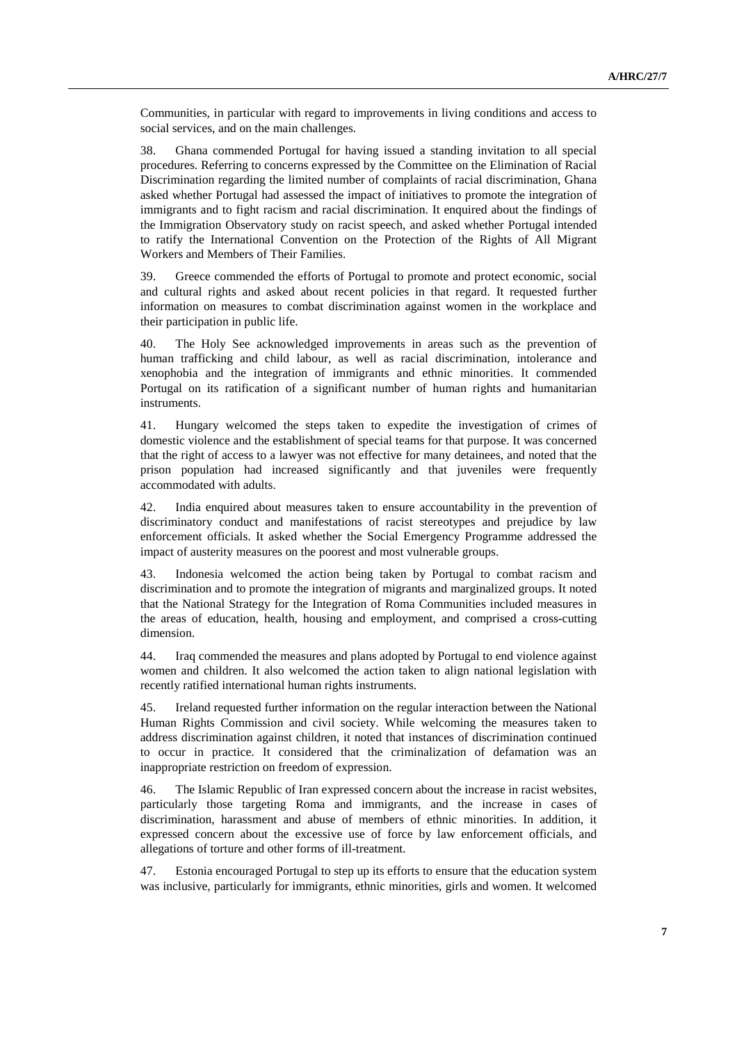Communities, in particular with regard to improvements in living conditions and access to social services, and on the main challenges.

38. Ghana commended Portugal for having issued a standing invitation to all special procedures. Referring to concerns expressed by the Committee on the Elimination of Racial Discrimination regarding the limited number of complaints of racial discrimination, Ghana asked whether Portugal had assessed the impact of initiatives to promote the integration of immigrants and to fight racism and racial discrimination. It enquired about the findings of the Immigration Observatory study on racist speech, and asked whether Portugal intended to ratify the International Convention on the Protection of the Rights of All Migrant Workers and Members of Their Families.

39. Greece commended the efforts of Portugal to promote and protect economic, social and cultural rights and asked about recent policies in that regard. It requested further information on measures to combat discrimination against women in the workplace and their participation in public life.

40. The Holy See acknowledged improvements in areas such as the prevention of human trafficking and child labour, as well as racial discrimination, intolerance and xenophobia and the integration of immigrants and ethnic minorities. It commended Portugal on its ratification of a significant number of human rights and humanitarian instruments.

41. Hungary welcomed the steps taken to expedite the investigation of crimes of domestic violence and the establishment of special teams for that purpose. It was concerned that the right of access to a lawyer was not effective for many detainees, and noted that the prison population had increased significantly and that juveniles were frequently accommodated with adults.

42. India enquired about measures taken to ensure accountability in the prevention of discriminatory conduct and manifestations of racist stereotypes and prejudice by law enforcement officials. It asked whether the Social Emergency Programme addressed the impact of austerity measures on the poorest and most vulnerable groups.

43. Indonesia welcomed the action being taken by Portugal to combat racism and discrimination and to promote the integration of migrants and marginalized groups. It noted that the National Strategy for the Integration of Roma Communities included measures in the areas of education, health, housing and employment, and comprised a cross-cutting dimension.

44. Iraq commended the measures and plans adopted by Portugal to end violence against women and children. It also welcomed the action taken to align national legislation with recently ratified international human rights instruments.

45. Ireland requested further information on the regular interaction between the National Human Rights Commission and civil society. While welcoming the measures taken to address discrimination against children, it noted that instances of discrimination continued to occur in practice. It considered that the criminalization of defamation was an inappropriate restriction on freedom of expression.

46. The Islamic Republic of Iran expressed concern about the increase in racist websites, particularly those targeting Roma and immigrants, and the increase in cases of discrimination, harassment and abuse of members of ethnic minorities. In addition, it expressed concern about the excessive use of force by law enforcement officials, and allegations of torture and other forms of ill-treatment.

47. Estonia encouraged Portugal to step up its efforts to ensure that the education system was inclusive, particularly for immigrants, ethnic minorities, girls and women. It welcomed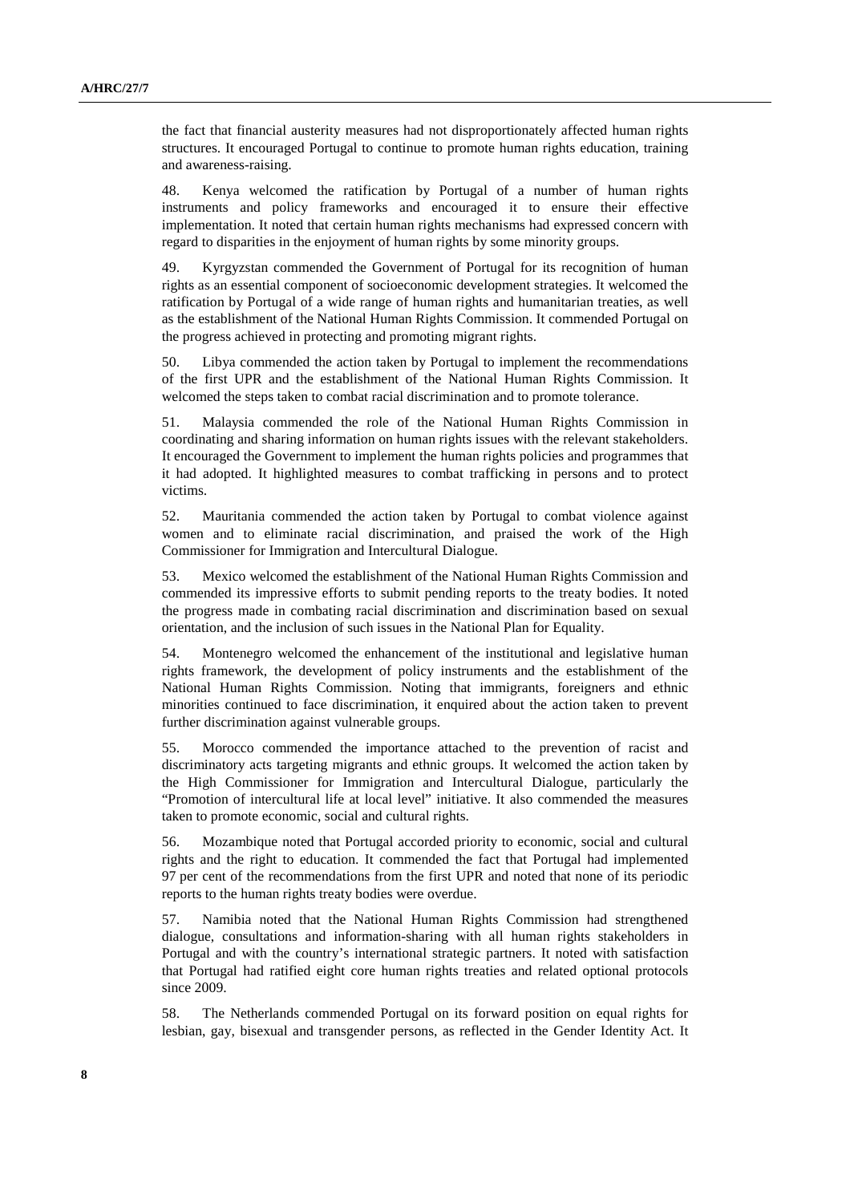the fact that financial austerity measures had not disproportionately affected human rights structures. It encouraged Portugal to continue to promote human rights education, training and awareness-raising.

48. Kenya welcomed the ratification by Portugal of a number of human rights instruments and policy frameworks and encouraged it to ensure their effective implementation. It noted that certain human rights mechanisms had expressed concern with regard to disparities in the enjoyment of human rights by some minority groups.

49. Kyrgyzstan commended the Government of Portugal for its recognition of human rights as an essential component of socioeconomic development strategies. It welcomed the ratification by Portugal of a wide range of human rights and humanitarian treaties, as well as the establishment of the National Human Rights Commission. It commended Portugal on the progress achieved in protecting and promoting migrant rights.

50. Libya commended the action taken by Portugal to implement the recommendations of the first UPR and the establishment of the National Human Rights Commission. It welcomed the steps taken to combat racial discrimination and to promote tolerance.

51. Malaysia commended the role of the National Human Rights Commission in coordinating and sharing information on human rights issues with the relevant stakeholders. It encouraged the Government to implement the human rights policies and programmes that it had adopted. It highlighted measures to combat trafficking in persons and to protect victims.

52. Mauritania commended the action taken by Portugal to combat violence against women and to eliminate racial discrimination, and praised the work of the High Commissioner for Immigration and Intercultural Dialogue.

53. Mexico welcomed the establishment of the National Human Rights Commission and commended its impressive efforts to submit pending reports to the treaty bodies. It noted the progress made in combating racial discrimination and discrimination based on sexual orientation, and the inclusion of such issues in the National Plan for Equality.

54. Montenegro welcomed the enhancement of the institutional and legislative human rights framework, the development of policy instruments and the establishment of the National Human Rights Commission. Noting that immigrants, foreigners and ethnic minorities continued to face discrimination, it enquired about the action taken to prevent further discrimination against vulnerable groups.

55. Morocco commended the importance attached to the prevention of racist and discriminatory acts targeting migrants and ethnic groups. It welcomed the action taken by the High Commissioner for Immigration and Intercultural Dialogue, particularly the "Promotion of intercultural life at local level" initiative. It also commended the measures taken to promote economic, social and cultural rights.

56. Mozambique noted that Portugal accorded priority to economic, social and cultural rights and the right to education. It commended the fact that Portugal had implemented 97 per cent of the recommendations from the first UPR and noted that none of its periodic reports to the human rights treaty bodies were overdue.

57. Namibia noted that the National Human Rights Commission had strengthened dialogue, consultations and information-sharing with all human rights stakeholders in Portugal and with the country's international strategic partners. It noted with satisfaction that Portugal had ratified eight core human rights treaties and related optional protocols since 2009.

58. The Netherlands commended Portugal on its forward position on equal rights for lesbian, gay, bisexual and transgender persons, as reflected in the Gender Identity Act. It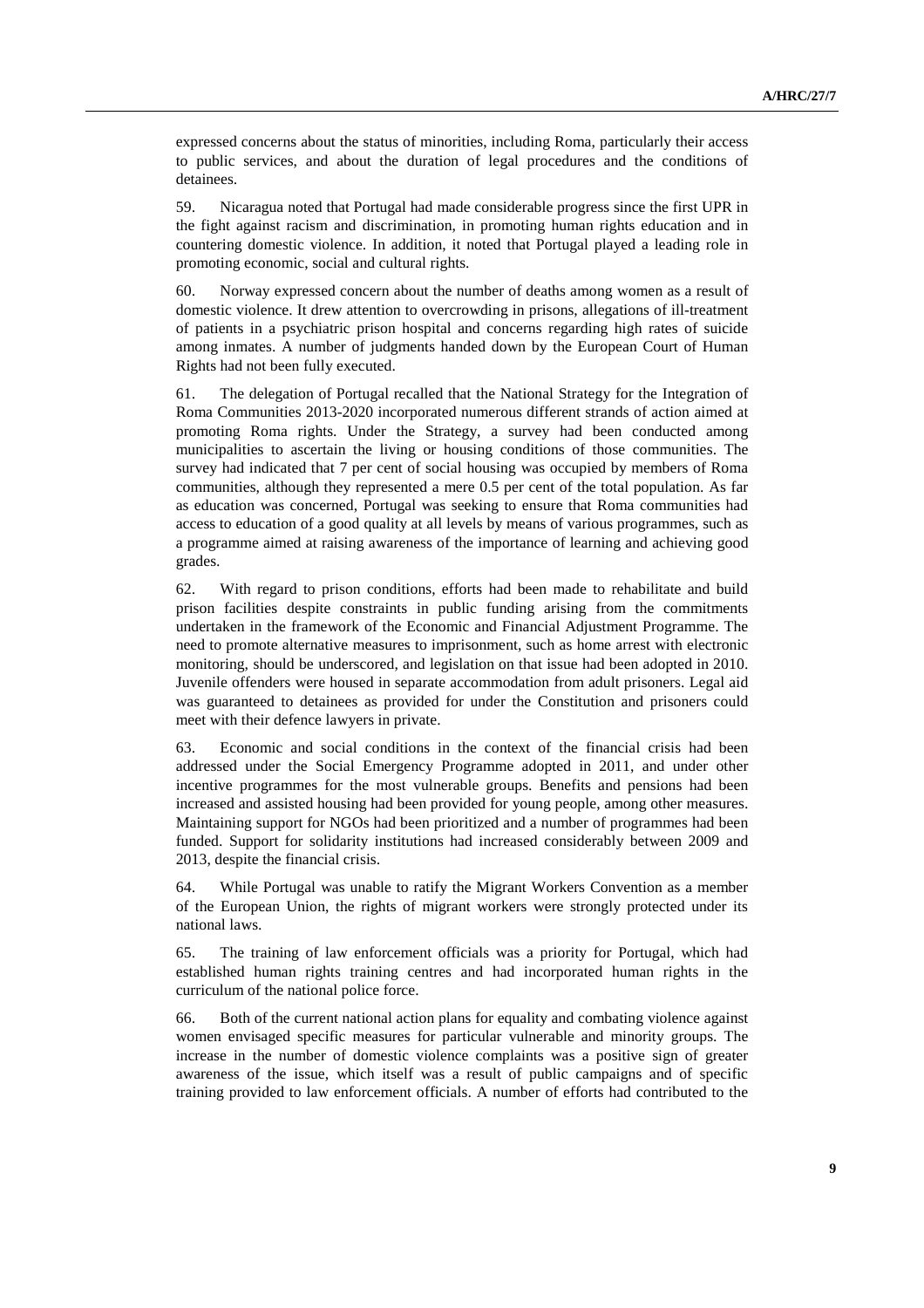expressed concerns about the status of minorities, including Roma, particularly their access to public services, and about the duration of legal procedures and the conditions of detainees.

59. Nicaragua noted that Portugal had made considerable progress since the first UPR in the fight against racism and discrimination, in promoting human rights education and in countering domestic violence. In addition, it noted that Portugal played a leading role in promoting economic, social and cultural rights.

60. Norway expressed concern about the number of deaths among women as a result of domestic violence. It drew attention to overcrowding in prisons, allegations of ill-treatment of patients in a psychiatric prison hospital and concerns regarding high rates of suicide among inmates. A number of judgments handed down by the European Court of Human Rights had not been fully executed.

61. The delegation of Portugal recalled that the National Strategy for the Integration of Roma Communities 2013-2020 incorporated numerous different strands of action aimed at promoting Roma rights. Under the Strategy, a survey had been conducted among municipalities to ascertain the living or housing conditions of those communities. The survey had indicated that 7 per cent of social housing was occupied by members of Roma communities, although they represented a mere 0.5 per cent of the total population. As far as education was concerned, Portugal was seeking to ensure that Roma communities had access to education of a good quality at all levels by means of various programmes, such as a programme aimed at raising awareness of the importance of learning and achieving good grades.

62. With regard to prison conditions, efforts had been made to rehabilitate and build prison facilities despite constraints in public funding arising from the commitments undertaken in the framework of the Economic and Financial Adjustment Programme. The need to promote alternative measures to imprisonment, such as home arrest with electronic monitoring, should be underscored, and legislation on that issue had been adopted in 2010. Juvenile offenders were housed in separate accommodation from adult prisoners. Legal aid was guaranteed to detainees as provided for under the Constitution and prisoners could meet with their defence lawyers in private.

63. Economic and social conditions in the context of the financial crisis had been addressed under the Social Emergency Programme adopted in 2011, and under other incentive programmes for the most vulnerable groups. Benefits and pensions had been increased and assisted housing had been provided for young people, among other measures. Maintaining support for NGOs had been prioritized and a number of programmes had been funded. Support for solidarity institutions had increased considerably between 2009 and 2013, despite the financial crisis.

64. While Portugal was unable to ratify the Migrant Workers Convention as a member of the European Union, the rights of migrant workers were strongly protected under its national laws.

65. The training of law enforcement officials was a priority for Portugal, which had established human rights training centres and had incorporated human rights in the curriculum of the national police force.

66. Both of the current national action plans for equality and combating violence against women envisaged specific measures for particular vulnerable and minority groups. The increase in the number of domestic violence complaints was a positive sign of greater awareness of the issue, which itself was a result of public campaigns and of specific training provided to law enforcement officials. A number of efforts had contributed to the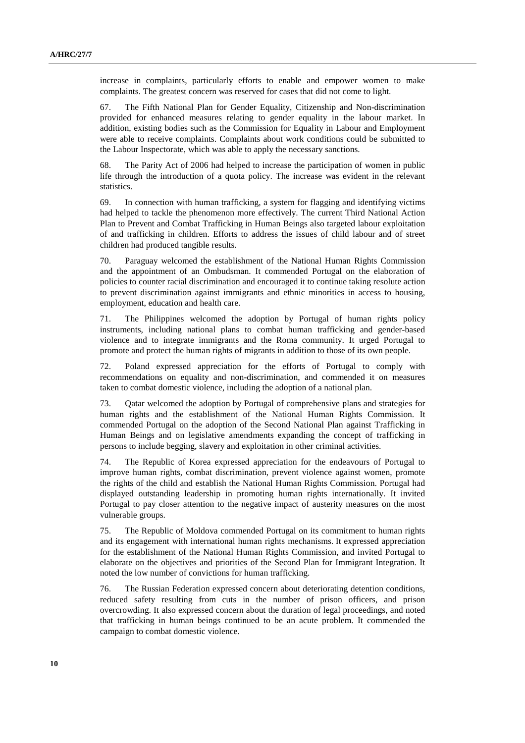increase in complaints, particularly efforts to enable and empower women to make complaints. The greatest concern was reserved for cases that did not come to light.

67. The Fifth National Plan for Gender Equality, Citizenship and Non-discrimination provided for enhanced measures relating to gender equality in the labour market. In addition, existing bodies such as the Commission for Equality in Labour and Employment were able to receive complaints. Complaints about work conditions could be submitted to the Labour Inspectorate, which was able to apply the necessary sanctions.

68. The Parity Act of 2006 had helped to increase the participation of women in public life through the introduction of a quota policy. The increase was evident in the relevant statistics.

69. In connection with human trafficking, a system for flagging and identifying victims had helped to tackle the phenomenon more effectively. The current Third National Action Plan to Prevent and Combat Trafficking in Human Beings also targeted labour exploitation of and trafficking in children. Efforts to address the issues of child labour and of street children had produced tangible results.

70. Paraguay welcomed the establishment of the National Human Rights Commission and the appointment of an Ombudsman. It commended Portugal on the elaboration of policies to counter racial discrimination and encouraged it to continue taking resolute action to prevent discrimination against immigrants and ethnic minorities in access to housing, employment, education and health care.

71. The Philippines welcomed the adoption by Portugal of human rights policy instruments, including national plans to combat human trafficking and gender-based violence and to integrate immigrants and the Roma community. It urged Portugal to promote and protect the human rights of migrants in addition to those of its own people.

72. Poland expressed appreciation for the efforts of Portugal to comply with recommendations on equality and non-discrimination, and commended it on measures taken to combat domestic violence, including the adoption of a national plan.

73. Qatar welcomed the adoption by Portugal of comprehensive plans and strategies for human rights and the establishment of the National Human Rights Commission. It commended Portugal on the adoption of the Second National Plan against Trafficking in Human Beings and on legislative amendments expanding the concept of trafficking in persons to include begging, slavery and exploitation in other criminal activities.

74. The Republic of Korea expressed appreciation for the endeavours of Portugal to improve human rights, combat discrimination, prevent violence against women, promote the rights of the child and establish the National Human Rights Commission. Portugal had displayed outstanding leadership in promoting human rights internationally. It invited Portugal to pay closer attention to the negative impact of austerity measures on the most vulnerable groups.

75. The Republic of Moldova commended Portugal on its commitment to human rights and its engagement with international human rights mechanisms. It expressed appreciation for the establishment of the National Human Rights Commission, and invited Portugal to elaborate on the objectives and priorities of the Second Plan for Immigrant Integration. It noted the low number of convictions for human trafficking.

76. The Russian Federation expressed concern about deteriorating detention conditions, reduced safety resulting from cuts in the number of prison officers, and prison overcrowding. It also expressed concern about the duration of legal proceedings, and noted that trafficking in human beings continued to be an acute problem. It commended the campaign to combat domestic violence.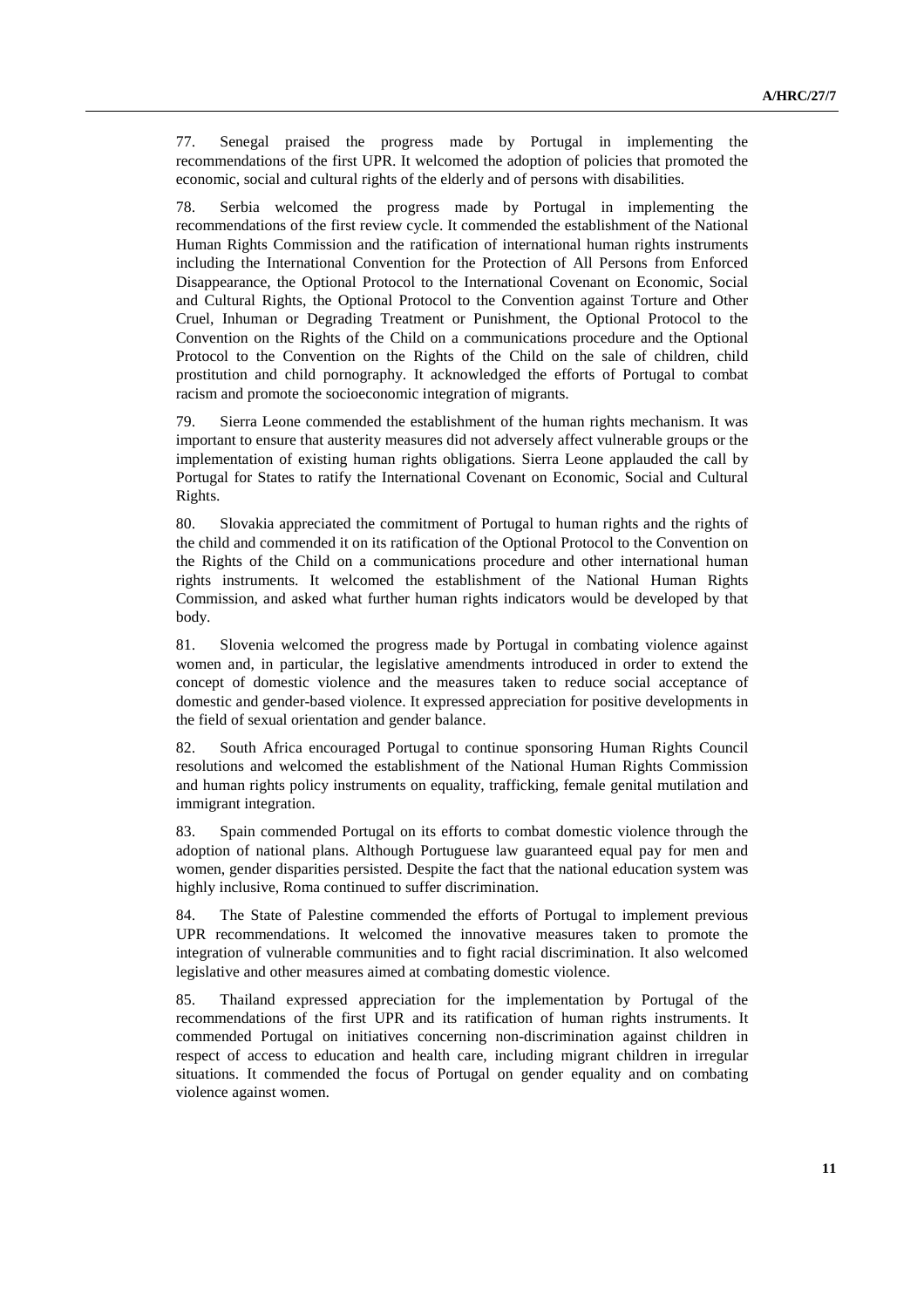77. Senegal praised the progress made by Portugal in implementing the recommendations of the first UPR. It welcomed the adoption of policies that promoted the economic, social and cultural rights of the elderly and of persons with disabilities.

78. Serbia welcomed the progress made by Portugal in implementing the recommendations of the first review cycle. It commended the establishment of the National Human Rights Commission and the ratification of international human rights instruments including the International Convention for the Protection of All Persons from Enforced Disappearance, the Optional Protocol to the International Covenant on Economic, Social and Cultural Rights, the Optional Protocol to the Convention against Torture and Other Cruel, Inhuman or Degrading Treatment or Punishment, the Optional Protocol to the Convention on the Rights of the Child on a communications procedure and the Optional Protocol to the Convention on the Rights of the Child on the sale of children, child prostitution and child pornography. It acknowledged the efforts of Portugal to combat racism and promote the socioeconomic integration of migrants.

79. Sierra Leone commended the establishment of the human rights mechanism. It was important to ensure that austerity measures did not adversely affect vulnerable groups or the implementation of existing human rights obligations. Sierra Leone applauded the call by Portugal for States to ratify the International Covenant on Economic, Social and Cultural Rights.

80. Slovakia appreciated the commitment of Portugal to human rights and the rights of the child and commended it on its ratification of the Optional Protocol to the Convention on the Rights of the Child on a communications procedure and other international human rights instruments. It welcomed the establishment of the National Human Rights Commission, and asked what further human rights indicators would be developed by that body.

81. Slovenia welcomed the progress made by Portugal in combating violence against women and, in particular, the legislative amendments introduced in order to extend the concept of domestic violence and the measures taken to reduce social acceptance of domestic and gender-based violence. It expressed appreciation for positive developments in the field of sexual orientation and gender balance.

82. South Africa encouraged Portugal to continue sponsoring Human Rights Council resolutions and welcomed the establishment of the National Human Rights Commission and human rights policy instruments on equality, trafficking, female genital mutilation and immigrant integration.

83. Spain commended Portugal on its efforts to combat domestic violence through the adoption of national plans. Although Portuguese law guaranteed equal pay for men and women, gender disparities persisted. Despite the fact that the national education system was highly inclusive, Roma continued to suffer discrimination.

84. The State of Palestine commended the efforts of Portugal to implement previous UPR recommendations. It welcomed the innovative measures taken to promote the integration of vulnerable communities and to fight racial discrimination. It also welcomed legislative and other measures aimed at combating domestic violence.

85. Thailand expressed appreciation for the implementation by Portugal of the recommendations of the first UPR and its ratification of human rights instruments. It commended Portugal on initiatives concerning non-discrimination against children in respect of access to education and health care, including migrant children in irregular situations. It commended the focus of Portugal on gender equality and on combating violence against women.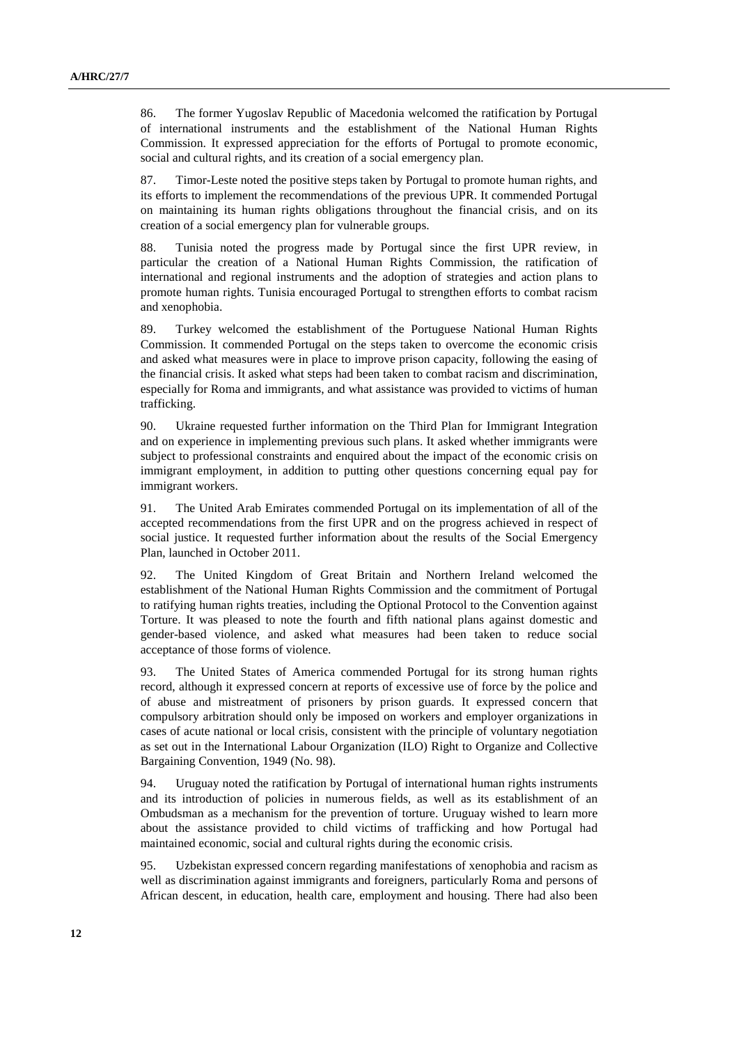86. The former Yugoslav Republic of Macedonia welcomed the ratification by Portugal of international instruments and the establishment of the National Human Rights Commission. It expressed appreciation for the efforts of Portugal to promote economic, social and cultural rights, and its creation of a social emergency plan.

87. Timor-Leste noted the positive steps taken by Portugal to promote human rights, and its efforts to implement the recommendations of the previous UPR. It commended Portugal on maintaining its human rights obligations throughout the financial crisis, and on its creation of a social emergency plan for vulnerable groups.

88. Tunisia noted the progress made by Portugal since the first UPR review, in particular the creation of a National Human Rights Commission, the ratification of international and regional instruments and the adoption of strategies and action plans to promote human rights. Tunisia encouraged Portugal to strengthen efforts to combat racism and xenophobia.

89. Turkey welcomed the establishment of the Portuguese National Human Rights Commission. It commended Portugal on the steps taken to overcome the economic crisis and asked what measures were in place to improve prison capacity, following the easing of the financial crisis. It asked what steps had been taken to combat racism and discrimination, especially for Roma and immigrants, and what assistance was provided to victims of human trafficking.

90. Ukraine requested further information on the Third Plan for Immigrant Integration and on experience in implementing previous such plans. It asked whether immigrants were subject to professional constraints and enquired about the impact of the economic crisis on immigrant employment, in addition to putting other questions concerning equal pay for immigrant workers.

91. The United Arab Emirates commended Portugal on its implementation of all of the accepted recommendations from the first UPR and on the progress achieved in respect of social justice. It requested further information about the results of the Social Emergency Plan, launched in October 2011.

92. The United Kingdom of Great Britain and Northern Ireland welcomed the establishment of the National Human Rights Commission and the commitment of Portugal to ratifying human rights treaties, including the Optional Protocol to the Convention against Torture. It was pleased to note the fourth and fifth national plans against domestic and gender-based violence, and asked what measures had been taken to reduce social acceptance of those forms of violence.

93. The United States of America commended Portugal for its strong human rights record, although it expressed concern at reports of excessive use of force by the police and of abuse and mistreatment of prisoners by prison guards. It expressed concern that compulsory arbitration should only be imposed on workers and employer organizations in cases of acute national or local crisis, consistent with the principle of voluntary negotiation as set out in the International Labour Organization (ILO) Right to Organize and Collective Bargaining Convention, 1949 (No. 98).

94. Uruguay noted the ratification by Portugal of international human rights instruments and its introduction of policies in numerous fields, as well as its establishment of an Ombudsman as a mechanism for the prevention of torture. Uruguay wished to learn more about the assistance provided to child victims of trafficking and how Portugal had maintained economic, social and cultural rights during the economic crisis.

95. Uzbekistan expressed concern regarding manifestations of xenophobia and racism as well as discrimination against immigrants and foreigners, particularly Roma and persons of African descent, in education, health care, employment and housing. There had also been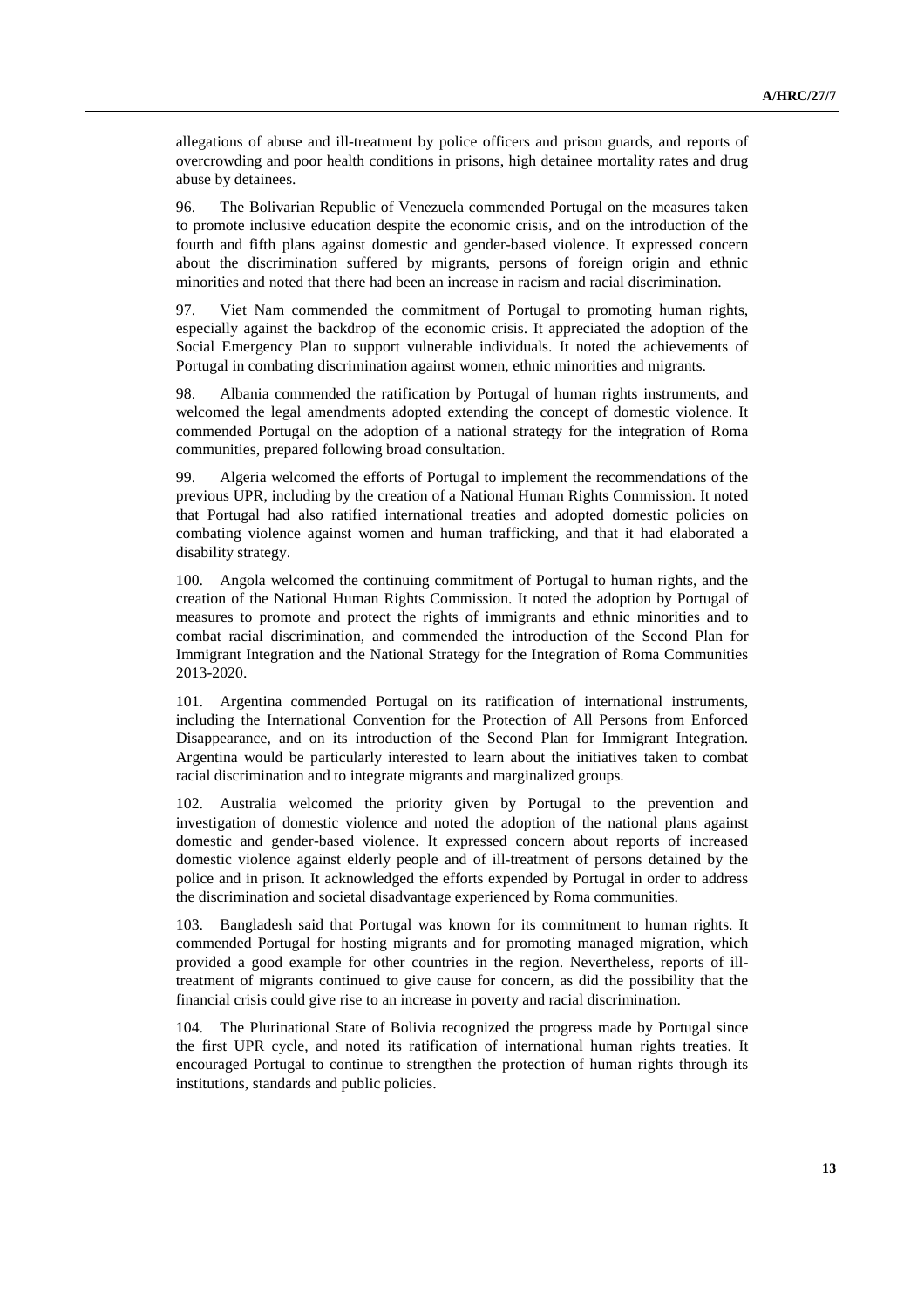allegations of abuse and ill-treatment by police officers and prison guards, and reports of overcrowding and poor health conditions in prisons, high detainee mortality rates and drug abuse by detainees.

96. The Bolivarian Republic of Venezuela commended Portugal on the measures taken to promote inclusive education despite the economic crisis, and on the introduction of the fourth and fifth plans against domestic and gender-based violence. It expressed concern about the discrimination suffered by migrants, persons of foreign origin and ethnic minorities and noted that there had been an increase in racism and racial discrimination.

97. Viet Nam commended the commitment of Portugal to promoting human rights, especially against the backdrop of the economic crisis. It appreciated the adoption of the Social Emergency Plan to support vulnerable individuals. It noted the achievements of Portugal in combating discrimination against women, ethnic minorities and migrants.

98. Albania commended the ratification by Portugal of human rights instruments, and welcomed the legal amendments adopted extending the concept of domestic violence. It commended Portugal on the adoption of a national strategy for the integration of Roma communities, prepared following broad consultation.

99. Algeria welcomed the efforts of Portugal to implement the recommendations of the previous UPR, including by the creation of a National Human Rights Commission. It noted that Portugal had also ratified international treaties and adopted domestic policies on combating violence against women and human trafficking, and that it had elaborated a disability strategy.

100. Angola welcomed the continuing commitment of Portugal to human rights, and the creation of the National Human Rights Commission. It noted the adoption by Portugal of measures to promote and protect the rights of immigrants and ethnic minorities and to combat racial discrimination, and commended the introduction of the Second Plan for Immigrant Integration and the National Strategy for the Integration of Roma Communities 2013-2020.

101. Argentina commended Portugal on its ratification of international instruments, including the International Convention for the Protection of All Persons from Enforced Disappearance, and on its introduction of the Second Plan for Immigrant Integration. Argentina would be particularly interested to learn about the initiatives taken to combat racial discrimination and to integrate migrants and marginalized groups.

102. Australia welcomed the priority given by Portugal to the prevention and investigation of domestic violence and noted the adoption of the national plans against domestic and gender-based violence. It expressed concern about reports of increased domestic violence against elderly people and of ill-treatment of persons detained by the police and in prison. It acknowledged the efforts expended by Portugal in order to address the discrimination and societal disadvantage experienced by Roma communities.

103. Bangladesh said that Portugal was known for its commitment to human rights. It commended Portugal for hosting migrants and for promoting managed migration, which provided a good example for other countries in the region. Nevertheless, reports of ill-treatment of migrants continued to give cause for concern, as did the possibility that the financial crisis could give rise to an increase in poverty and racial discrimination.

104. The Plurinational State of Bolivia recognized the progress made by Portugal since the first UPR cycle, and noted its ratification of international human rights treaties. It encouraged Portugal to continue to strengthen the protection of human rights through its institutions, standards and public policies.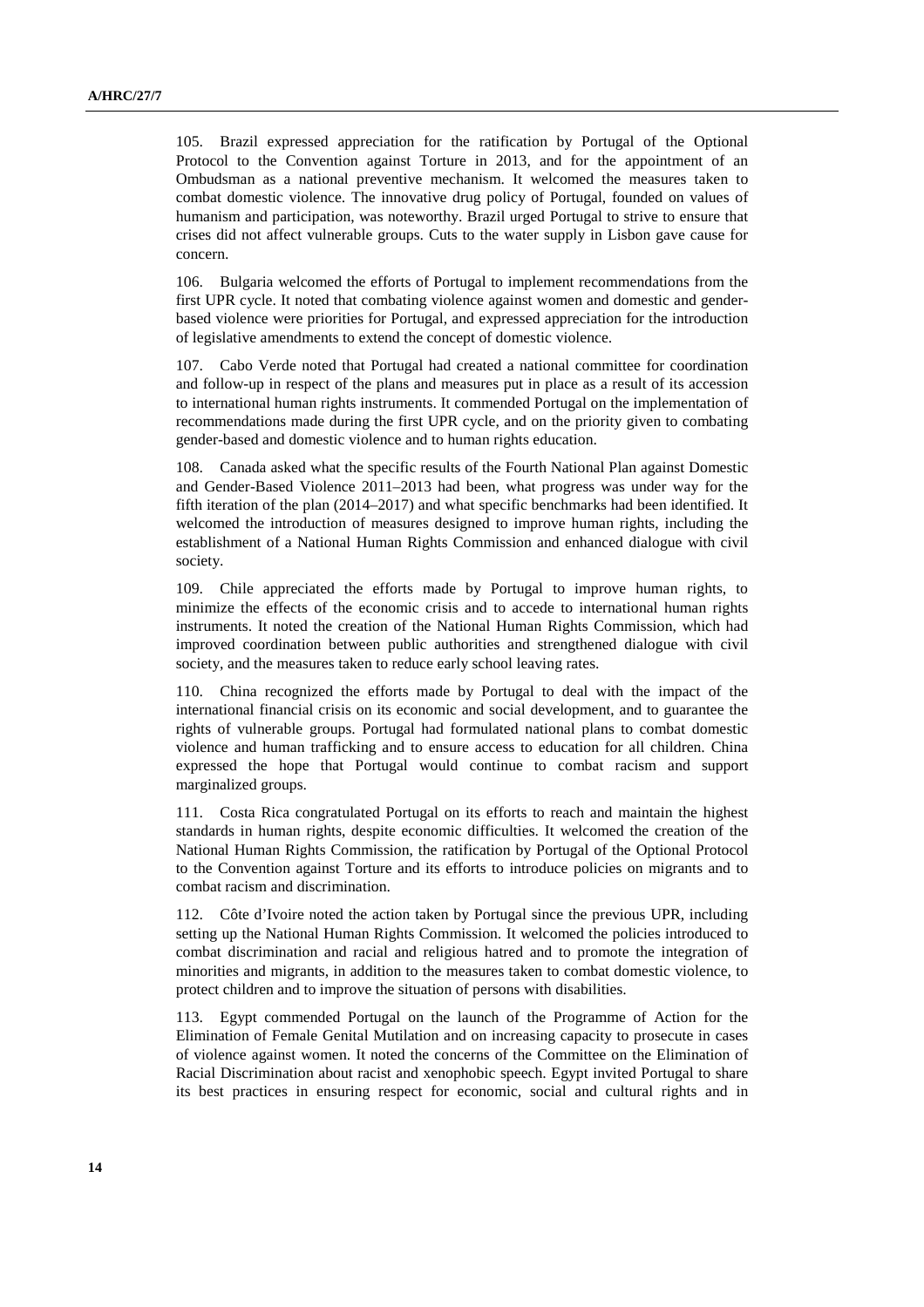105. Brazil expressed appreciation for the ratification by Portugal of the Optional Protocol to the Convention against Torture in 2013, and for the appointment of an Ombudsman as a national preventive mechanism. It welcomed the measures taken to combat domestic violence. The innovative drug policy of Portugal, founded on values of humanism and participation, was noteworthy. Brazil urged Portugal to strive to ensure that crises did not affect vulnerable groups. Cuts to the water supply in Lisbon gave cause for concern.

106. Bulgaria welcomed the efforts of Portugal to implement recommendations from the first UPR cycle. It noted that combating violence against women and domestic and gender-based violence were priorities for Portugal, and expressed appreciation for the introduction of legislative amendments to extend the concept of domestic violence.

107. Cabo Verde noted that Portugal had created a national committee for coordination and follow-up in respect of the plans and measures put in place as a result of its accession to international human rights instruments. It commended Portugal on the implementation of recommendations made during the first UPR cycle, and on the priority given to combating gender-based and domestic violence and to human rights education.

108. Canada asked what the specific results of the Fourth National Plan against Domestic and Gender-Based Violence 2011–2013 had been, what progress was under way for the fifth iteration of the plan (2014–2017) and what specific benchmarks had been identified. It welcomed the introduction of measures designed to improve human rights, including the establishment of a National Human Rights Commission and enhanced dialogue with civil society.

109. Chile appreciated the efforts made by Portugal to improve human rights, to minimize the effects of the economic crisis and to accede to international human rights instruments. It noted the creation of the National Human Rights Commission, which had improved coordination between public authorities and strengthened dialogue with civil society, and the measures taken to reduce early school leaving rates.

110. China recognized the efforts made by Portugal to deal with the impact of the international financial crisis on its economic and social development, and to guarantee the rights of vulnerable groups. Portugal had formulated national plans to combat domestic violence and human trafficking and to ensure access to education for all children. China expressed the hope that Portugal would continue to combat racism and support marginalized groups.

111. Costa Rica congratulated Portugal on its efforts to reach and maintain the highest standards in human rights, despite economic difficulties. It welcomed the creation of the National Human Rights Commission, the ratification by Portugal of the Optional Protocol to the Convention against Torture and its efforts to introduce policies on migrants and to combat racism and discrimination.

112. Côte d'Ivoire noted the action taken by Portugal since the previous UPR, including setting up the National Human Rights Commission. It welcomed the policies introduced to combat discrimination and racial and religious hatred and to promote the integration of minorities and migrants, in addition to the measures taken to combat domestic violence, to protect children and to improve the situation of persons with disabilities.

113. Egypt commended Portugal on the launch of the Programme of Action for the Elimination of Female Genital Mutilation and on increasing capacity to prosecute in cases of violence against women. It noted the concerns of the Committee on the Elimination of Racial Discrimination about racist and xenophobic speech. Egypt invited Portugal to share its best practices in ensuring respect for economic, social and cultural rights and in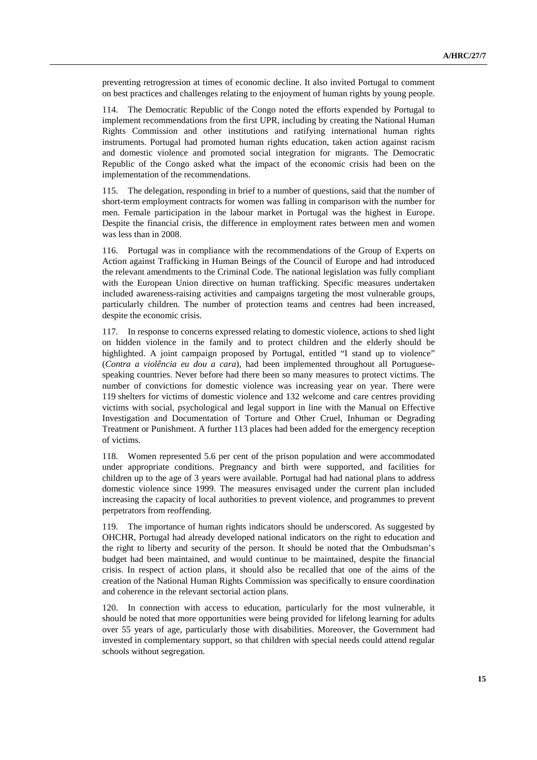preventing retrogression at times of economic decline. It also invited Portugal to comment on best practices and challenges relating to the enjoyment of human rights by young people.

114. The Democratic Republic of the Congo noted the efforts expended by Portugal to implement recommendations from the first UPR, including by creating the National Human Rights Commission and other institutions and ratifying international human rights instruments. Portugal had promoted human rights education, taken action against racism and domestic violence and promoted social integration for migrants. The Democratic Republic of the Congo asked what the impact of the economic crisis had been on the implementation of the recommendations.

115. The delegation, responding in brief to a number of questions, said that the number of short-term employment contracts for women was falling in comparison with the number for men. Female participation in the labour market in Portugal was the highest in Europe. Despite the financial crisis, the difference in employment rates between men and women was less than in 2008.

116. Portugal was in compliance with the recommendations of the Group of Experts on Action against Trafficking in Human Beings of the Council of Europe and had introduced the relevant amendments to the Criminal Code. The national legislation was fully compliant with the European Union directive on human trafficking. Specific measures undertaken included awareness-raising activities and campaigns targeting the most vulnerable groups, particularly children. The number of protection teams and centres had been increased, despite the economic crisis.

117. In response to concerns expressed relating to domestic violence, actions to shed light on hidden violence in the family and to protect children and the elderly should be highlighted. A joint campaign proposed by Portugal, entitled "I stand up to violence" (*Contra a violência eu dou a cara*), had been implemented throughout all Portuguese-speaking countries. Never before had there been so many measures to protect victims. The number of convictions for domestic violence was increasing year on year. There were 119 shelters for victims of domestic violence and 132 welcome and care centres providing victims with social, psychological and legal support in line with the Manual on Effective Investigation and Documentation of Torture and Other Cruel, Inhuman or Degrading Treatment or Punishment. A further 113 places had been added for the emergency reception of victims.

118. Women represented 5.6 per cent of the prison population and were accommodated under appropriate conditions. Pregnancy and birth were supported, and facilities for children up to the age of 3 years were available. Portugal had had national plans to address domestic violence since 1999. The measures envisaged under the current plan included increasing the capacity of local authorities to prevent violence, and programmes to prevent perpetrators from reoffending.

119. The importance of human rights indicators should be underscored. As suggested by OHCHR, Portugal had already developed national indicators on the right to education and the right to liberty and security of the person. It should be noted that the Ombudsman's budget had been maintained, and would continue to be maintained, despite the financial crisis. In respect of action plans, it should also be recalled that one of the aims of the creation of the National Human Rights Commission was specifically to ensure coordination and coherence in the relevant sectorial action plans.

120. In connection with access to education, particularly for the most vulnerable, it should be noted that more opportunities were being provided for lifelong learning for adults over 55 years of age, particularly those with disabilities. Moreover, the Government had invested in complementary support, so that children with special needs could attend regular schools without segregation.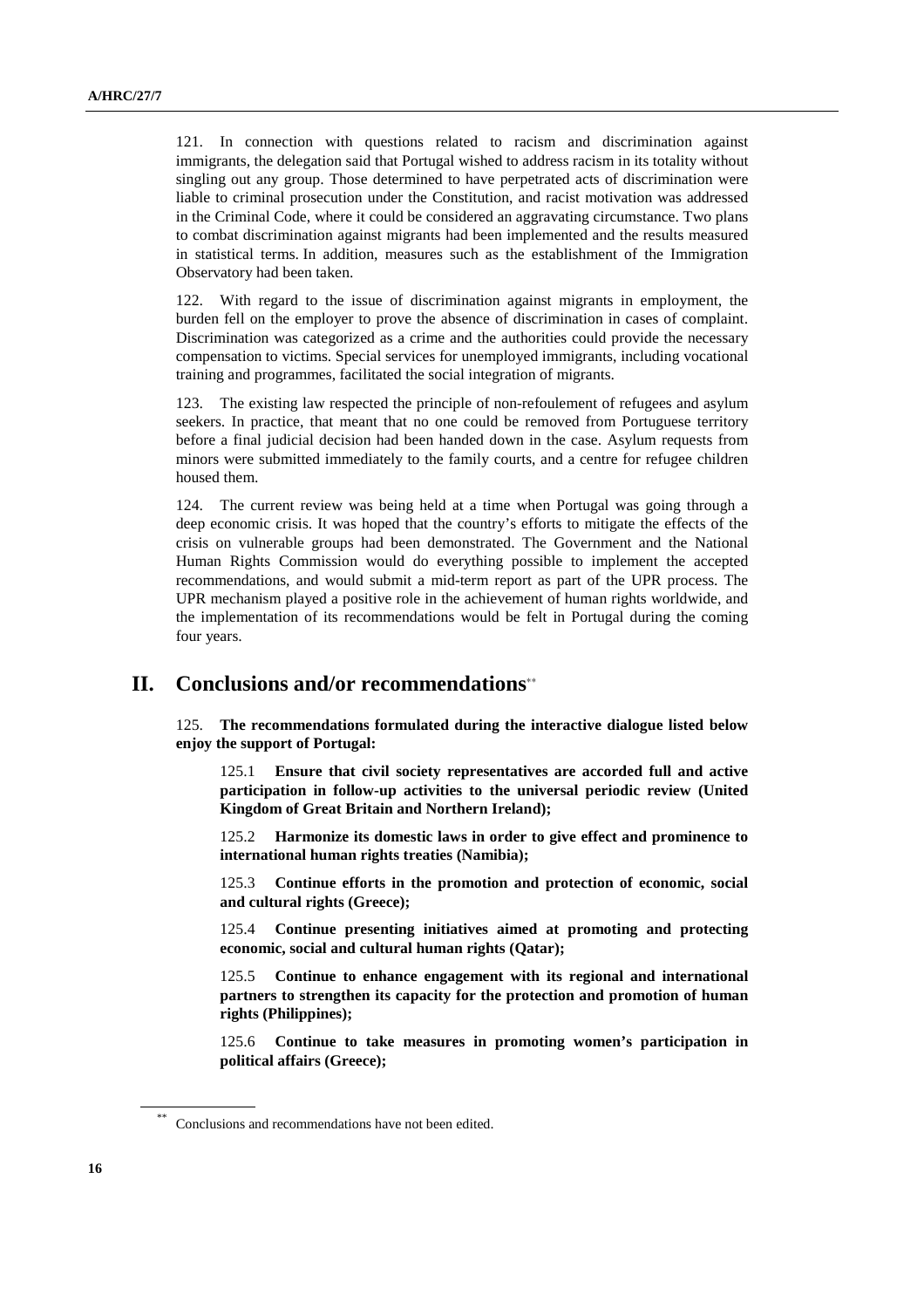121. In connection with questions related to racism and discrimination against immigrants, the delegation said that Portugal wished to address racism in its totality without singling out any group. Those determined to have perpetrated acts of discrimination were liable to criminal prosecution under the Constitution, and racist motivation was addressed in the Criminal Code, where it could be considered an aggravating circumstance. Two plans to combat discrimination against migrants had been implemented and the results measured in statistical terms. In addition, measures such as the establishment of the Immigration Observatory had been taken.

122. With regard to the issue of discrimination against migrants in employment, the burden fell on the employer to prove the absence of discrimination in cases of complaint. Discrimination was categorized as a crime and the authorities could provide the necessary compensation to victims. Special services for unemployed immigrants, including vocational training and programmes, facilitated the social integration of migrants.

123. The existing law respected the principle of non-refoulement of refugees and asylum seekers. In practice, that meant that no one could be removed from Portuguese territory before a final judicial decision had been handed down in the case. Asylum requests from minors were submitted immediately to the family courts, and a centre for refugee children housed them.

124. The current review was being held at a time when Portugal was going through a deep economic crisis. It was hoped that the country's efforts to mitigate the effects of the crisis on vulnerable groups had been demonstrated. The Government and the National Human Rights Commission would do everything possible to implement the accepted recommendations, and would submit a mid-term report as part of the UPR process. The UPR mechanism played a positive role in the achievement of human rights worldwide, and the implementation of its recommendations would be felt in Portugal during the coming four years.

## II. Conclusions and/or recommendations**

125. **The recommendations formulated during the interactive dialogue listed below enjoy the support of Portugal:**

125.1 **Ensure that civil society representatives are accorded full and active participation in follow-up activities to the universal periodic review (United Kingdom of Great Britain and Northern Ireland);**

125.2 **Harmonize its domestic laws in order to give effect and prominence to international human rights treaties (Namibia);**

125.3 **Continue efforts in the promotion and protection of economic, social and cultural rights (Greece);**

125.4 **Continue presenting initiatives aimed at promoting and protecting economic, social and cultural human rights (Qatar);**

125.5 **Continue to enhance engagement with its regional and international partners to strengthen its capacity for the protection and promotion of human rights (Philippines);**

125.6 **Continue to take measures in promoting women's participation in political affairs (Greece);**

** Conclusions and recommendations have not been edited.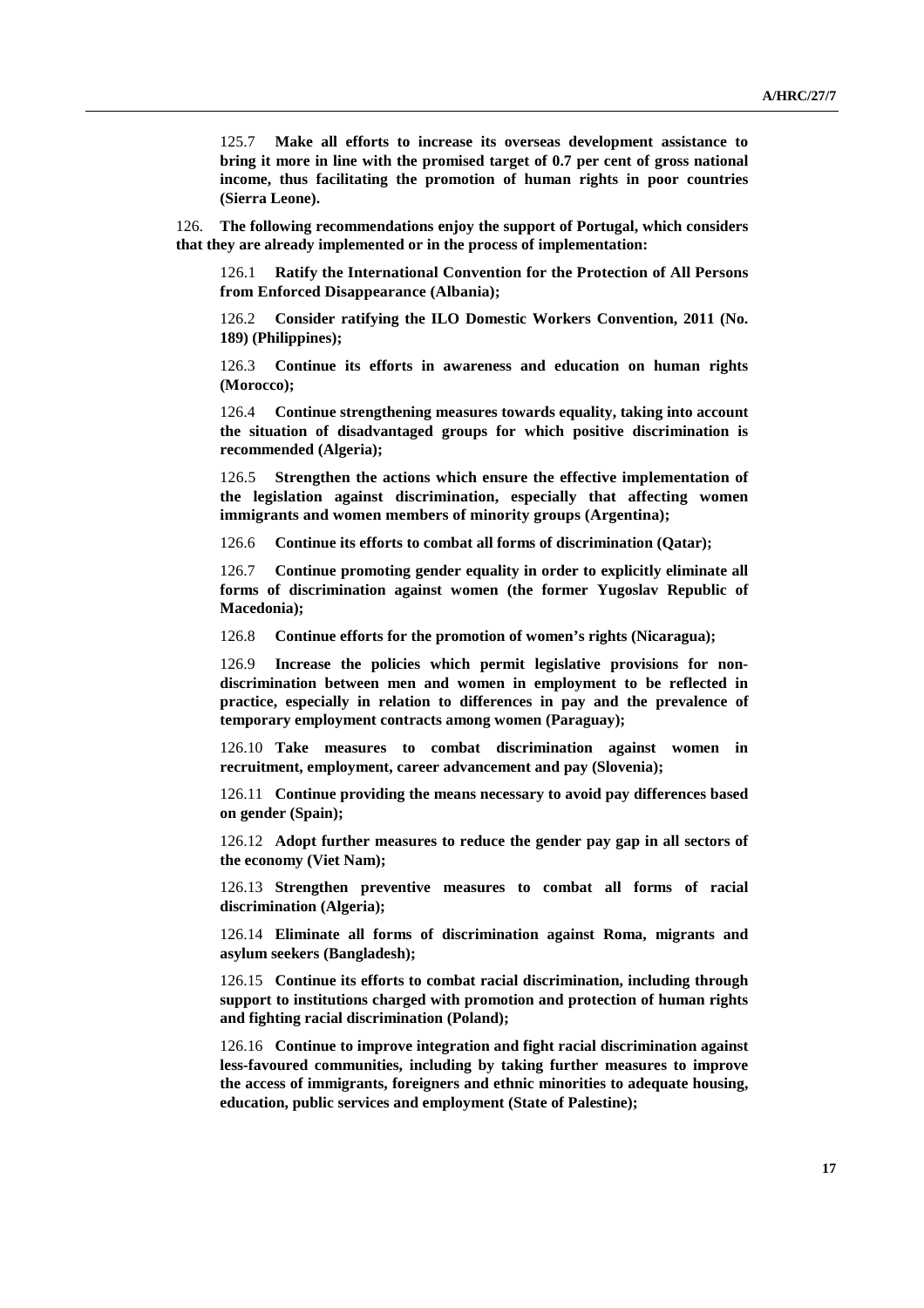125.7 **Make all efforts to increase its overseas development assistance to bring it more in line with the promised target of 0.7 per cent of gross national income, thus facilitating the promotion of human rights in poor countries (Sierra Leone).**

126. **The following recommendations enjoy the support of Portugal, which considers that they are already implemented or in the process of implementation:**

126.1 **Ratify the International Convention for the Protection of All Persons from Enforced Disappearance (Albania);**

126.2 **Consider ratifying the ILO Domestic Workers Convention, 2011 (No. 189) (Philippines);**

126.3 **Continue its efforts in awareness and education on human rights (Morocco);**

126.4 **Continue strengthening measures towards equality, taking into account the situation of disadvantaged groups for which positive discrimination is recommended (Algeria);**

126.5 **Strengthen the actions which ensure the effective implementation of the legislation against discrimination, especially that affecting women immigrants and women members of minority groups (Argentina);**

126.6 **Continue its efforts to combat all forms of discrimination (Qatar);**

126.7 **Continue promoting gender equality in order to explicitly eliminate all forms of discrimination against women (the former Yugoslav Republic of Macedonia);**

126.8 **Continue efforts for the promotion of women's rights (Nicaragua);**

126.9 **Increase the policies which permit legislative provisions for non-discrimination between men and women in employment to be reflected in practice, especially in relation to differences in pay and the prevalence of temporary employment contracts among women (Paraguay);**

126.10 **Take measures to combat discrimination against women in recruitment, employment, career advancement and pay (Slovenia);**

126.11 **Continue providing the means necessary to avoid pay differences based on gender (Spain);**

126.12 **Adopt further measures to reduce the gender pay gap in all sectors of the economy (Viet Nam);**

126.13 **Strengthen preventive measures to combat all forms of racial discrimination (Algeria);**

126.14 **Eliminate all forms of discrimination against Roma, migrants and asylum seekers (Bangladesh);**

126.15 **Continue its efforts to combat racial discrimination, including through support to institutions charged with promotion and protection of human rights and fighting racial discrimination (Poland);**

126.16 **Continue to improve integration and fight racial discrimination against less-favoured communities, including by taking further measures to improve the access of immigrants, foreigners and ethnic minorities to adequate housing, education, public services and employment (State of Palestine);**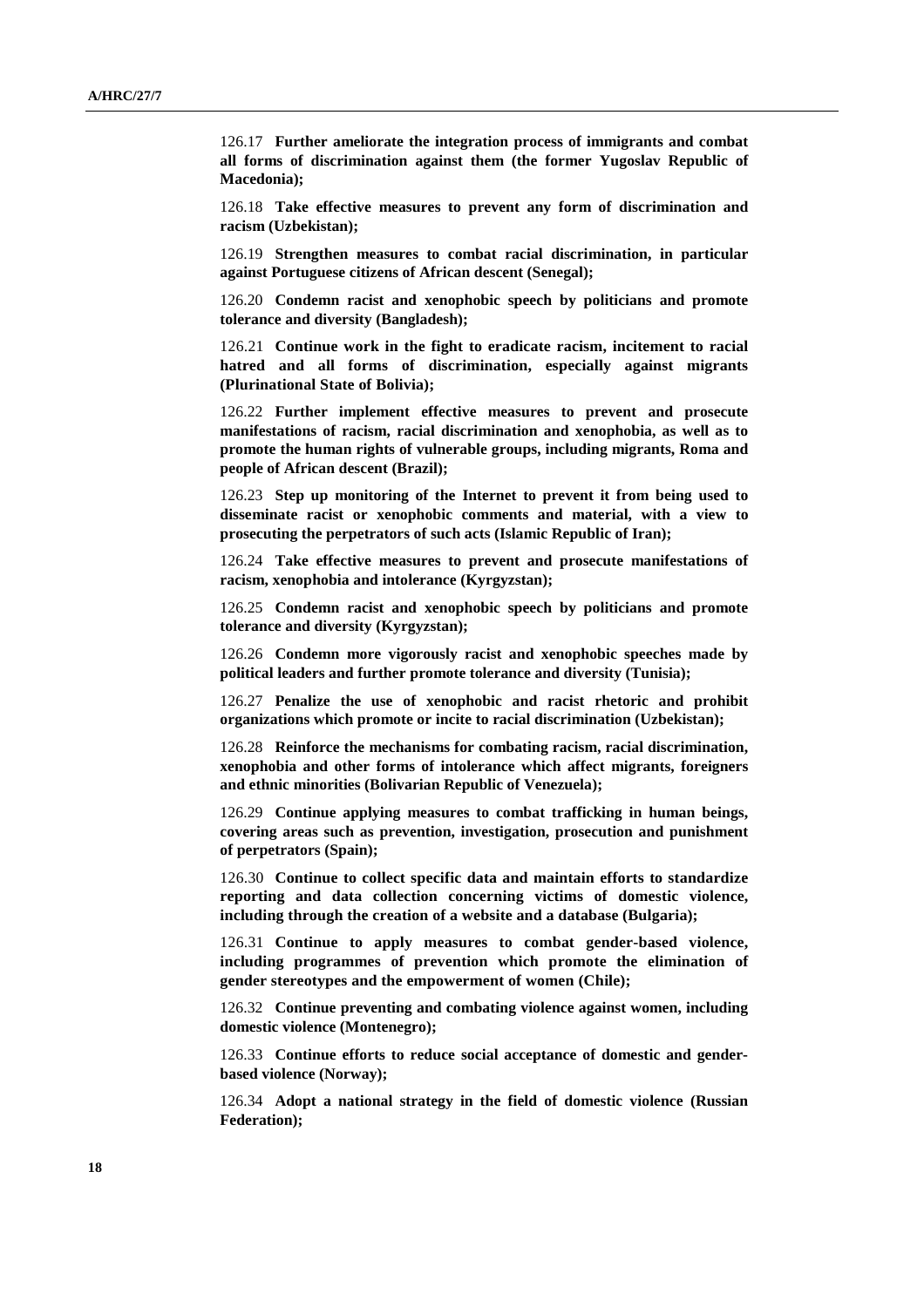126.17 **Further ameliorate the integration process of immigrants and combat all forms of discrimination against them (the former Yugoslav Republic of Macedonia);**

126.18 **Take effective measures to prevent any form of discrimination and racism (Uzbekistan);**

126.19 **Strengthen measures to combat racial discrimination, in particular against Portuguese citizens of African descent (Senegal);**

126.20 **Condemn racist and xenophobic speech by politicians and promote tolerance and diversity (Bangladesh);**

126.21 **Continue work in the fight to eradicate racism, incitement to racial hatred and all forms of discrimination, especially against migrants (Plurinational State of Bolivia);**

126.22 **Further implement effective measures to prevent and prosecute manifestations of racism, racial discrimination and xenophobia, as well as to promote the human rights of vulnerable groups, including migrants, Roma and people of African descent (Brazil);**

126.23 **Step up monitoring of the Internet to prevent it from being used to disseminate racist or xenophobic comments and material, with a view to prosecuting the perpetrators of such acts (Islamic Republic of Iran);**

126.24 **Take effective measures to prevent and prosecute manifestations of racism, xenophobia and intolerance (Kyrgyzstan);**

126.25 **Condemn racist and xenophobic speech by politicians and promote tolerance and diversity (Kyrgyzstan);**

126.26 **Condemn more vigorously racist and xenophobic speeches made by political leaders and further promote tolerance and diversity (Tunisia);**

126.27 **Penalize the use of xenophobic and racist rhetoric and prohibit organizations which promote or incite to racial discrimination (Uzbekistan);**

126.28 **Reinforce the mechanisms for combating racism, racial discrimination, xenophobia and other forms of intolerance which affect migrants, foreigners and ethnic minorities (Bolivarian Republic of Venezuela);**

126.29 **Continue applying measures to combat trafficking in human beings, covering areas such as prevention, investigation, prosecution and punishment of perpetrators (Spain);**

126.30 **Continue to collect specific data and maintain efforts to standardize reporting and data collection concerning victims of domestic violence, including through the creation of a website and a database (Bulgaria);**

126.31 **Continue to apply measures to combat gender-based violence, including programmes of prevention which promote the elimination of gender stereotypes and the empowerment of women (Chile);**

126.32 **Continue preventing and combating violence against women, including domestic violence (Montenegro);**

126.33 **Continue efforts to reduce social acceptance of domestic and gender-based violence (Norway);**

126.34 **Adopt a national strategy in the field of domestic violence (Russian Federation);**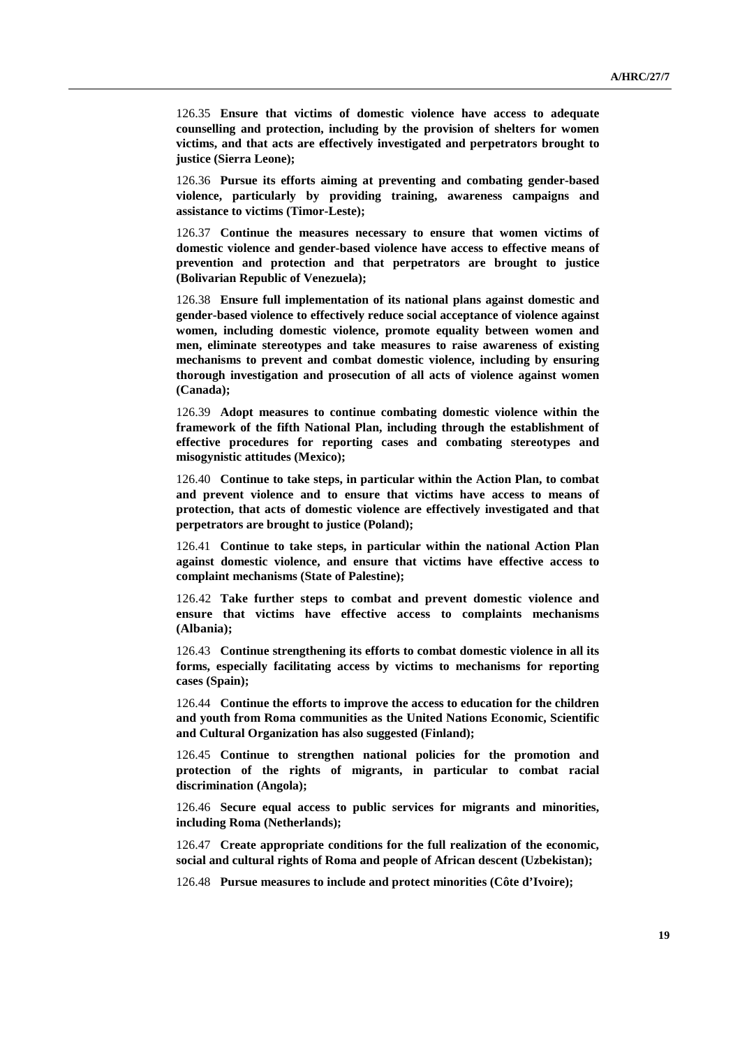126.35 **Ensure that victims of domestic violence have access to adequate counselling and protection, including by the provision of shelters for women victims, and that acts are effectively investigated and perpetrators brought to justice (Sierra Leone);**

126.36 **Pursue its efforts aiming at preventing and combating gender-based violence, particularly by providing training, awareness campaigns and assistance to victims (Timor-Leste);**

126.37 **Continue the measures necessary to ensure that women victims of domestic violence and gender-based violence have access to effective means of prevention and protection and that perpetrators are brought to justice (Bolivarian Republic of Venezuela);**

126.38 **Ensure full implementation of its national plans against domestic and gender-based violence to effectively reduce social acceptance of violence against women, including domestic violence, promote equality between women and men, eliminate stereotypes and take measures to raise awareness of existing mechanisms to prevent and combat domestic violence, including by ensuring thorough investigation and prosecution of all acts of violence against women (Canada);**

126.39 **Adopt measures to continue combating domestic violence within the framework of the fifth National Plan, including through the establishment of effective procedures for reporting cases and combating stereotypes and misogynistic attitudes (Mexico);**

126.40 **Continue to take steps, in particular within the Action Plan, to combat and prevent violence and to ensure that victims have access to means of protection, that acts of domestic violence are effectively investigated and that perpetrators are brought to justice (Poland);**

126.41 **Continue to take steps, in particular within the national Action Plan against domestic violence, and ensure that victims have effective access to complaint mechanisms (State of Palestine);**

126.42 **Take further steps to combat and prevent domestic violence and ensure that victims have effective access to complaints mechanisms (Albania);**

126.43 **Continue strengthening its efforts to combat domestic violence in all its forms, especially facilitating access by victims to mechanisms for reporting cases (Spain);**

126.44 **Continue the efforts to improve the access to education for the children and youth from Roma communities as the United Nations Economic, Scientific and Cultural Organization has also suggested (Finland);**

126.45 **Continue to strengthen national policies for the promotion and protection of the rights of migrants, in particular to combat racial discrimination (Angola);**

126.46 **Secure equal access to public services for migrants and minorities, including Roma (Netherlands);**

126.47 **Create appropriate conditions for the full realization of the economic, social and cultural rights of Roma and people of African descent (Uzbekistan);**

126.48 **Pursue measures to include and protect minorities (Côte d'Ivoire);**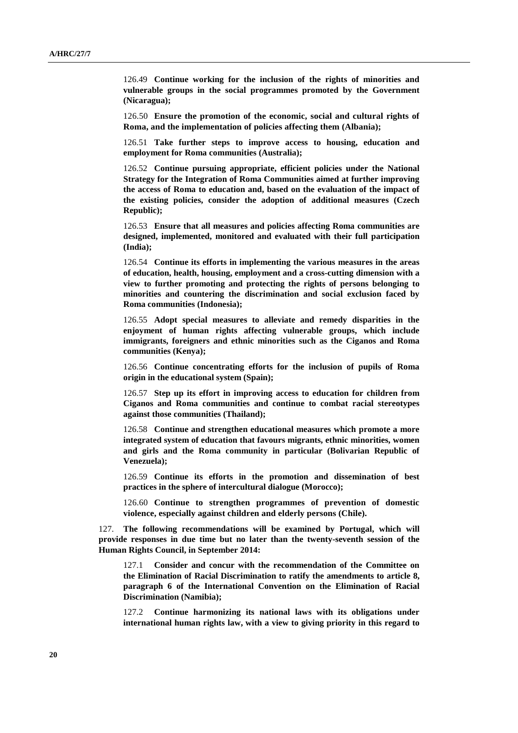126.49 **Continue working for the inclusion of the rights of minorities and vulnerable groups in the social programmes promoted by the Government (Nicaragua);**

126.50 **Ensure the promotion of the economic, social and cultural rights of Roma, and the implementation of policies affecting them (Albania);**

126.51 **Take further steps to improve access to housing, education and employment for Roma communities (Australia);**

126.52 **Continue pursuing appropriate, efficient policies under the National Strategy for the Integration of Roma Communities aimed at further improving the access of Roma to education and, based on the evaluation of the impact of the existing policies, consider the adoption of additional measures (Czech Republic);**

126.53 **Ensure that all measures and policies affecting Roma communities are designed, implemented, monitored and evaluated with their full participation (India);**

126.54 **Continue its efforts in implementing the various measures in the areas of education, health, housing, employment and a cross-cutting dimension with a view to further promoting and protecting the rights of persons belonging to minorities and countering the discrimination and social exclusion faced by Roma communities (Indonesia);**

126.55 **Adopt special measures to alleviate and remedy disparities in the enjoyment of human rights affecting vulnerable groups, which include immigrants, foreigners and ethnic minorities such as the Ciganos and Roma communities (Kenya);**

126.56 **Continue concentrating efforts for the inclusion of pupils of Roma origin in the educational system (Spain);**

126.57 **Step up its effort in improving access to education for children from Ciganos and Roma communities and continue to combat racial stereotypes against those communities (Thailand);**

126.58 **Continue and strengthen educational measures which promote a more integrated system of education that favours migrants, ethnic minorities, women and girls and the Roma community in particular (Bolivarian Republic of Venezuela);**

126.59 **Continue its efforts in the promotion and dissemination of best practices in the sphere of intercultural dialogue (Morocco);**

126.60 **Continue to strengthen programmes of prevention of domestic violence, especially against children and elderly persons (Chile).**

127. **The following recommendations will be examined by Portugal, which will provide responses in due time but no later than the twenty-seventh session of the Human Rights Council, in September 2014:**

127.1 **Consider and concur with the recommendation of the Committee on the Elimination of Racial Discrimination to ratify the amendments to article 8, paragraph 6 of the International Convention on the Elimination of Racial Discrimination (Namibia);**

127.2 **Continue harmonizing its national laws with its obligations under international human rights law, with a view to giving priority in this regard to**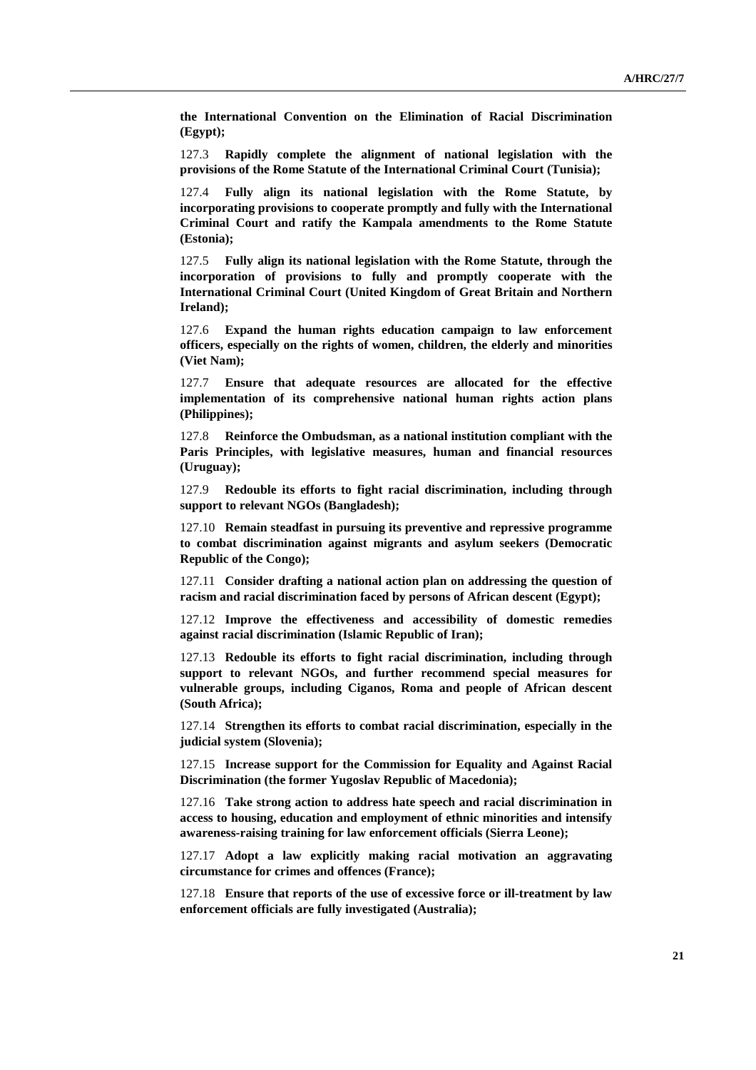**the International Convention on the Elimination of Racial Discrimination (Egypt);**

127.3 **Rapidly complete the alignment of national legislation with the provisions of the Rome Statute of the International Criminal Court (Tunisia);**

127.4 **Fully align its national legislation with the Rome Statute, by incorporating provisions to cooperate promptly and fully with the International Criminal Court and ratify the Kampala amendments to the Rome Statute (Estonia);**

127.5 **Fully align its national legislation with the Rome Statute, through the incorporation of provisions to fully and promptly cooperate with the International Criminal Court (United Kingdom of Great Britain and Northern Ireland);**

127.6 **Expand the human rights education campaign to law enforcement officers, especially on the rights of women, children, the elderly and minorities (Viet Nam);**

127.7 **Ensure that adequate resources are allocated for the effective implementation of its comprehensive national human rights action plans (Philippines);**

127.8 **Reinforce the Ombudsman, as a national institution compliant with the Paris Principles, with legislative measures, human and financial resources (Uruguay);**

127.9 **Redouble its efforts to fight racial discrimination, including through support to relevant NGOs (Bangladesh);**

127.10 **Remain steadfast in pursuing its preventive and repressive programme to combat discrimination against migrants and asylum seekers (Democratic Republic of the Congo);**

127.11 **Consider drafting a national action plan on addressing the question of racism and racial discrimination faced by persons of African descent (Egypt);**

127.12 **Improve the effectiveness and accessibility of domestic remedies against racial discrimination (Islamic Republic of Iran);**

127.13 **Redouble its efforts to fight racial discrimination, including through support to relevant NGOs, and further recommend special measures for vulnerable groups, including Ciganos, Roma and people of African descent (South Africa);**

127.14 **Strengthen its efforts to combat racial discrimination, especially in the judicial system (Slovenia);**

127.15 **Increase support for the Commission for Equality and Against Racial Discrimination (the former Yugoslav Republic of Macedonia);**

127.16 **Take strong action to address hate speech and racial discrimination in access to housing, education and employment of ethnic minorities and intensify awareness-raising training for law enforcement officials (Sierra Leone);**

127.17 **Adopt a law explicitly making racial motivation an aggravating circumstance for crimes and offences (France);**

127.18 **Ensure that reports of the use of excessive force or ill-treatment by law enforcement officials are fully investigated (Australia);**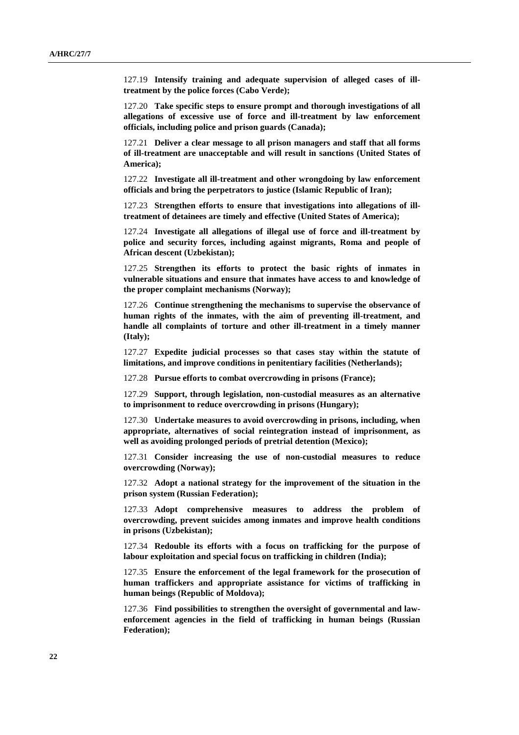127.19 **Intensify training and adequate supervision of alleged cases of ill-treatment by the police forces (Cabo Verde);**

127.20 **Take specific steps to ensure prompt and thorough investigations of all allegations of excessive use of force and ill-treatment by law enforcement officials, including police and prison guards (Canada);**

127.21 **Deliver a clear message to all prison managers and staff that all forms of ill-treatment are unacceptable and will result in sanctions (United States of America);**

127.22 **Investigate all ill-treatment and other wrongdoing by law enforcement officials and bring the perpetrators to justice (Islamic Republic of Iran);**

127.23 **Strengthen efforts to ensure that investigations into allegations of ill-treatment of detainees are timely and effective (United States of America);**

127.24 **Investigate all allegations of illegal use of force and ill-treatment by police and security forces, including against migrants, Roma and people of African descent (Uzbekistan);**

127.25 **Strengthen its efforts to protect the basic rights of inmates in vulnerable situations and ensure that inmates have access to and knowledge of the proper complaint mechanisms (Norway);**

127.26 **Continue strengthening the mechanisms to supervise the observance of human rights of the inmates, with the aim of preventing ill-treatment, and handle all complaints of torture and other ill-treatment in a timely manner (Italy);**

127.27 **Expedite judicial processes so that cases stay within the statute of limitations, and improve conditions in penitentiary facilities (Netherlands);**

127.28 **Pursue efforts to combat overcrowding in prisons (France);**

127.29 **Support, through legislation, non-custodial measures as an alternative to imprisonment to reduce overcrowding in prisons (Hungary);**

127.30 **Undertake measures to avoid overcrowding in prisons, including, when appropriate, alternatives of social reintegration instead of imprisonment, as well as avoiding prolonged periods of pretrial detention (Mexico);**

127.31 **Consider increasing the use of non-custodial measures to reduce overcrowding (Norway);**

127.32 **Adopt a national strategy for the improvement of the situation in the prison system (Russian Federation);**

127.33 **Adopt comprehensive measures to address the problem of overcrowding, prevent suicides among inmates and improve health conditions in prisons (Uzbekistan);**

127.34 **Redouble its efforts with a focus on trafficking for the purpose of labour exploitation and special focus on trafficking in children (India);**

127.35 **Ensure the enforcement of the legal framework for the prosecution of human traffickers and appropriate assistance for victims of trafficking in human beings (Republic of Moldova);**

127.36 **Find possibilities to strengthen the oversight of governmental and law-enforcement agencies in the field of trafficking in human beings (Russian Federation);**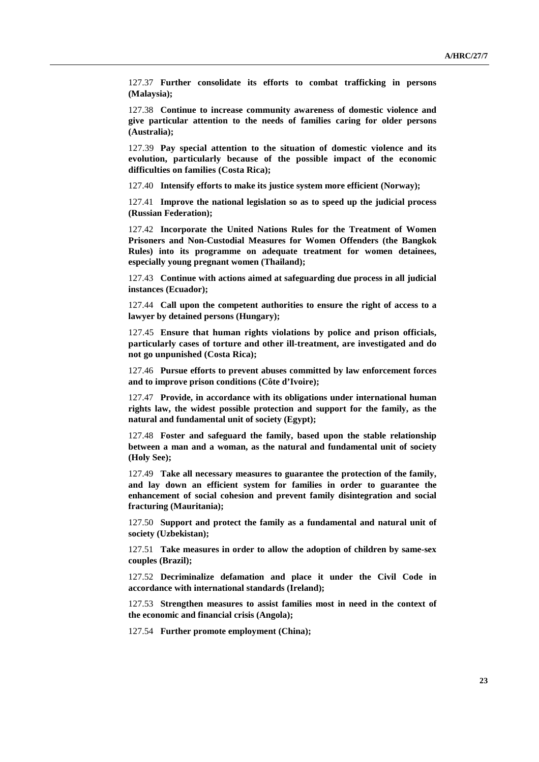127.37 **Further consolidate its efforts to combat trafficking in persons (Malaysia);**

127.38 **Continue to increase community awareness of domestic violence and give particular attention to the needs of families caring for older persons (Australia);**

127.39 **Pay special attention to the situation of domestic violence and its evolution, particularly because of the possible impact of the economic difficulties on families (Costa Rica);**

127.40 **Intensify efforts to make its justice system more efficient (Norway);**

127.41 **Improve the national legislation so as to speed up the judicial process (Russian Federation);**

127.42 **Incorporate the United Nations Rules for the Treatment of Women Prisoners and Non-Custodial Measures for Women Offenders (the Bangkok Rules) into its programme on adequate treatment for women detainees, especially young pregnant women (Thailand);**

127.43 **Continue with actions aimed at safeguarding due process in all judicial instances (Ecuador);**

127.44 **Call upon the competent authorities to ensure the right of access to a lawyer by detained persons (Hungary);**

127.45 **Ensure that human rights violations by police and prison officials, particularly cases of torture and other ill-treatment, are investigated and do not go unpunished (Costa Rica);**

127.46 **Pursue efforts to prevent abuses committed by law enforcement forces and to improve prison conditions (Côte d'Ivoire);**

127.47 **Provide, in accordance with its obligations under international human rights law, the widest possible protection and support for the family, as the natural and fundamental unit of society (Egypt);**

127.48 **Foster and safeguard the family, based upon the stable relationship between a man and a woman, as the natural and fundamental unit of society (Holy See);**

127.49 **Take all necessary measures to guarantee the protection of the family, and lay down an efficient system for families in order to guarantee the enhancement of social cohesion and prevent family disintegration and social fracturing (Mauritania);**

127.50 **Support and protect the family as a fundamental and natural unit of society (Uzbekistan);**

127.51 **Take measures in order to allow the adoption of children by same-sex couples (Brazil);**

127.52 **Decriminalize defamation and place it under the Civil Code in accordance with international standards (Ireland);**

127.53 **Strengthen measures to assist families most in need in the context of the economic and financial crisis (Angola);**

127.54 **Further promote employment (China);**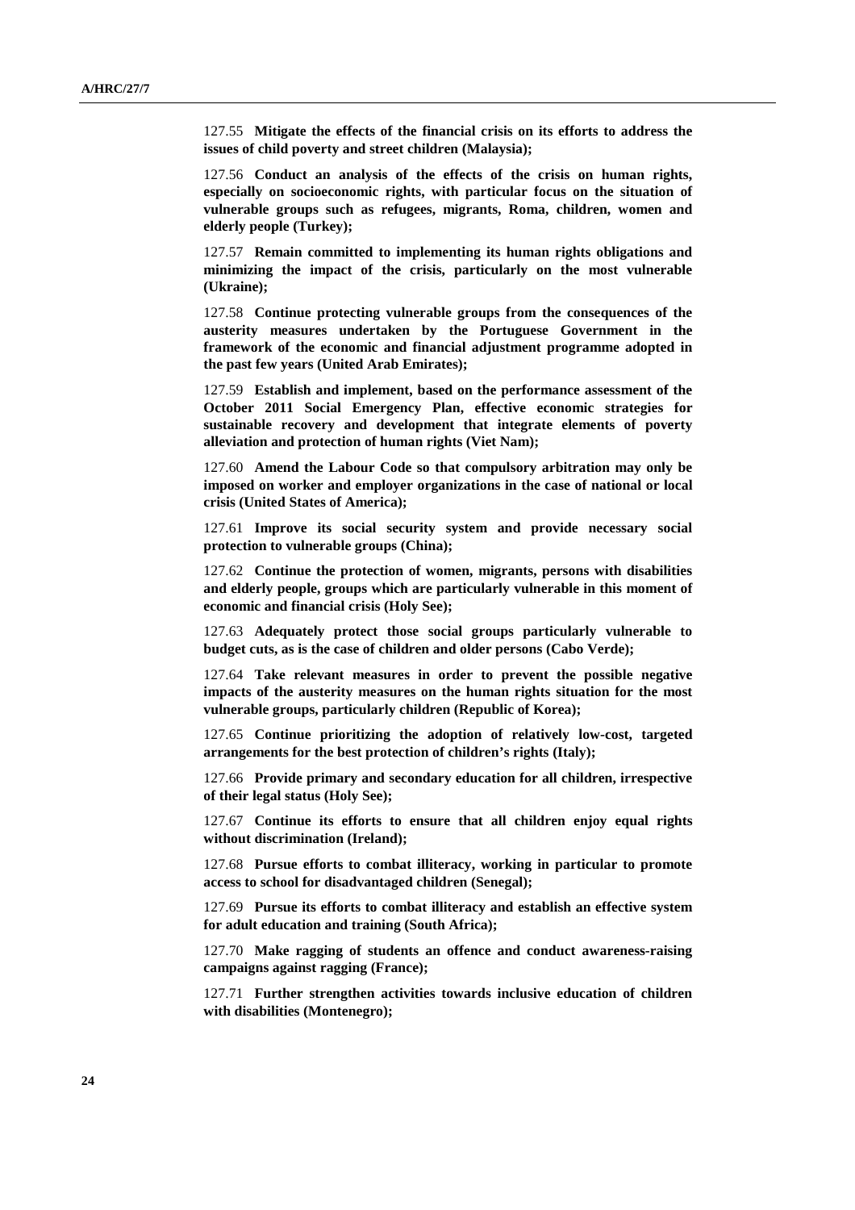127.55 **Mitigate the effects of the financial crisis on its efforts to address the issues of child poverty and street children (Malaysia);**

127.56 **Conduct an analysis of the effects of the crisis on human rights, especially on socioeconomic rights, with particular focus on the situation of vulnerable groups such as refugees, migrants, Roma, children, women and elderly people (Turkey);**

127.57 **Remain committed to implementing its human rights obligations and minimizing the impact of the crisis, particularly on the most vulnerable (Ukraine);**

127.58 **Continue protecting vulnerable groups from the consequences of the austerity measures undertaken by the Portuguese Government in the framework of the economic and financial adjustment programme adopted in the past few years (United Arab Emirates);**

127.59 **Establish and implement, based on the performance assessment of the October 2011 Social Emergency Plan, effective economic strategies for sustainable recovery and development that integrate elements of poverty alleviation and protection of human rights (Viet Nam);**

127.60 **Amend the Labour Code so that compulsory arbitration may only be imposed on worker and employer organizations in the case of national or local crisis (United States of America);**

127.61 **Improve its social security system and provide necessary social protection to vulnerable groups (China);**

127.62 **Continue the protection of women, migrants, persons with disabilities and elderly people, groups which are particularly vulnerable in this moment of economic and financial crisis (Holy See);**

127.63 **Adequately protect those social groups particularly vulnerable to budget cuts, as is the case of children and older persons (Cabo Verde);**

127.64 **Take relevant measures in order to prevent the possible negative impacts of the austerity measures on the human rights situation for the most vulnerable groups, particularly children (Republic of Korea);**

127.65 **Continue prioritizing the adoption of relatively low-cost, targeted arrangements for the best protection of children's rights (Italy);**

127.66 **Provide primary and secondary education for all children, irrespective of their legal status (Holy See);**

127.67 **Continue its efforts to ensure that all children enjoy equal rights without discrimination (Ireland);**

127.68 **Pursue efforts to combat illiteracy, working in particular to promote access to school for disadvantaged children (Senegal);**

127.69 **Pursue its efforts to combat illiteracy and establish an effective system for adult education and training (South Africa);**

127.70 **Make ragging of students an offence and conduct awareness-raising campaigns against ragging (France);**

127.71 **Further strengthen activities towards inclusive education of children with disabilities (Montenegro);**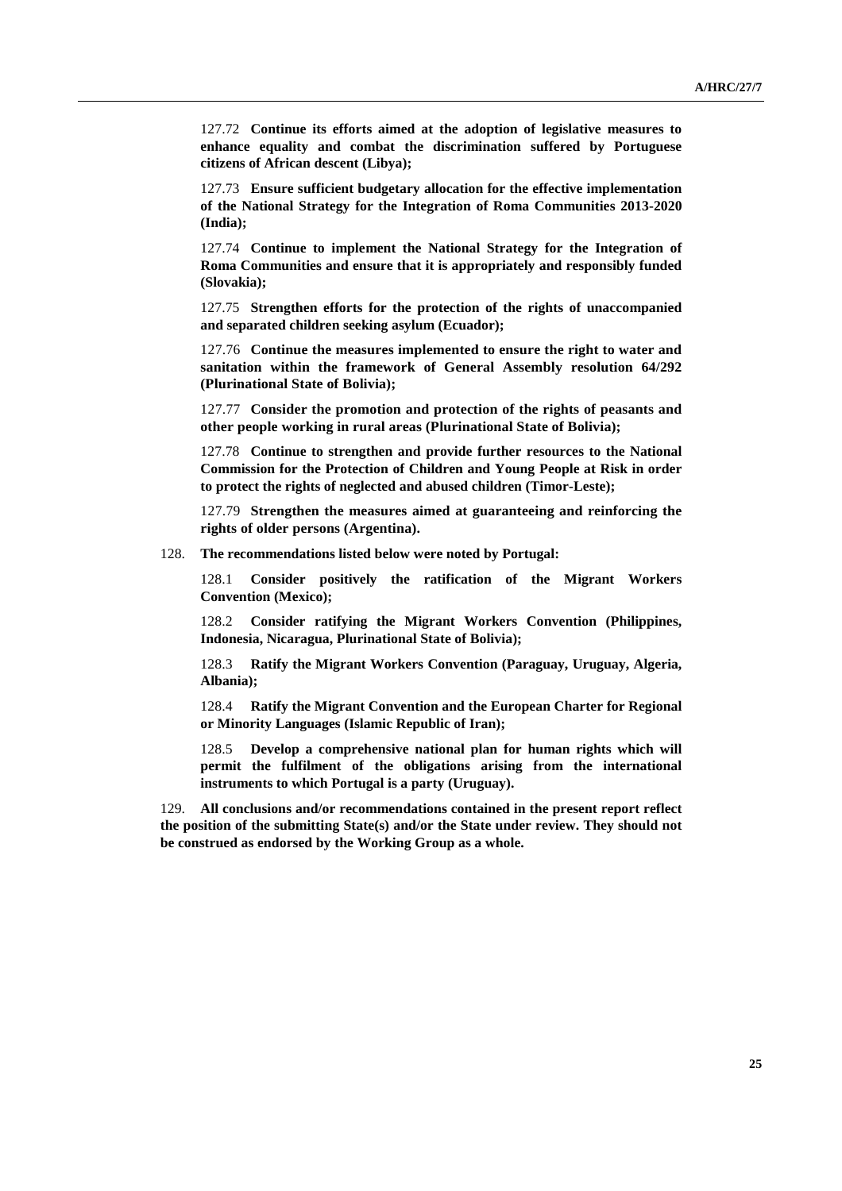127.72 **Continue its efforts aimed at the adoption of legislative measures to enhance equality and combat the discrimination suffered by Portuguese citizens of African descent (Libya);**

127.73 **Ensure sufficient budgetary allocation for the effective implementation of the National Strategy for the Integration of Roma Communities 2013-2020 (India);**

127.74 **Continue to implement the National Strategy for the Integration of Roma Communities and ensure that it is appropriately and responsibly funded (Slovakia);**

127.75 **Strengthen efforts for the protection of the rights of unaccompanied and separated children seeking asylum (Ecuador);**

127.76 **Continue the measures implemented to ensure the right to water and sanitation within the framework of General Assembly resolution 64/292 (Plurinational State of Bolivia);**

127.77 **Consider the promotion and protection of the rights of peasants and other people working in rural areas (Plurinational State of Bolivia);**

127.78 **Continue to strengthen and provide further resources to the National Commission for the Protection of Children and Young People at Risk in order to protect the rights of neglected and abused children (Timor-Leste);**

127.79 **Strengthen the measures aimed at guaranteeing and reinforcing the rights of older persons (Argentina).**

128. **The recommendations listed below were noted by Portugal:**

128.1 **Consider positively the ratification of the Migrant Workers Convention (Mexico);**

128.2 **Consider ratifying the Migrant Workers Convention (Philippines, Indonesia, Nicaragua, Plurinational State of Bolivia);**

128.3 **Ratify the Migrant Workers Convention (Paraguay, Uruguay, Algeria, Albania);**

128.4 **Ratify the Migrant Convention and the European Charter for Regional or Minority Languages (Islamic Republic of Iran);**

128.5 **Develop a comprehensive national plan for human rights which will permit the fulfilment of the obligations arising from the international instruments to which Portugal is a party (Uruguay).**

129. **All conclusions and/or recommendations contained in the present report reflect the position of the submitting State(s) and/or the State under review. They should not be construed as endorsed by the Working Group as a whole.**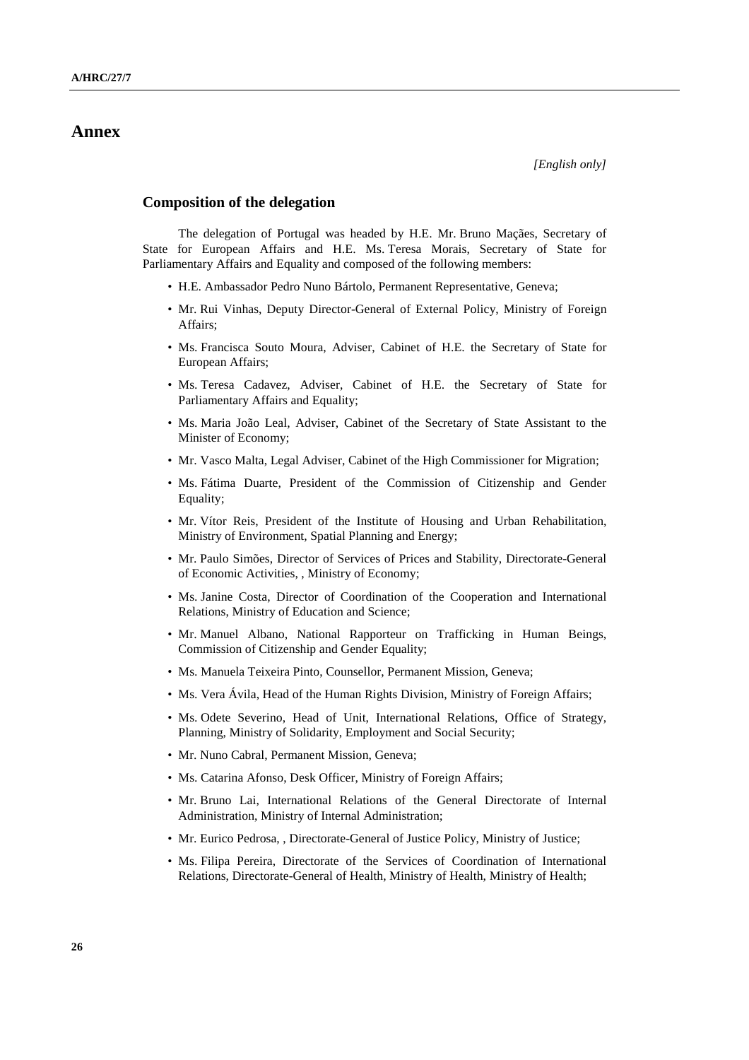# Annex

*[English only]*

## Composition of the delegation

The delegation of Portugal was headed by H.E. Mr. Bruno Maçães, Secretary of State for European Affairs and H.E. Ms. Teresa Morais, Secretary of State for Parliamentary Affairs and Equality and composed of the following members:

- H.E. Ambassador Pedro Nuno Bártolo, Permanent Representative, Geneva;
- Mr. Rui Vinhas, Deputy Director-General of External Policy, Ministry of Foreign Affairs;
- Ms. Francisca Souto Moura, Adviser, Cabinet of H.E. the Secretary of State for European Affairs;
- Ms. Teresa Cadavez, Adviser, Cabinet of H.E. the Secretary of State for Parliamentary Affairs and Equality;
- Ms. Maria João Leal, Adviser, Cabinet of the Secretary of State Assistant to the Minister of Economy;
- Mr. Vasco Malta, Legal Adviser, Cabinet of the High Commissioner for Migration;
- Ms. Fátima Duarte, President of the Commission of Citizenship and Gender Equality;
- Mr. Vítor Reis, President of the Institute of Housing and Urban Rehabilitation, Ministry of Environment, Spatial Planning and Energy;
- Mr. Paulo Simões, Director of Services of Prices and Stability, Directorate-General of Economic Activities, , Ministry of Economy;
- Ms. Janine Costa, Director of Coordination of the Cooperation and International Relations, Ministry of Education and Science;
- Mr. Manuel Albano, National Rapporteur on Trafficking in Human Beings, Commission of Citizenship and Gender Equality;
- Ms. Manuela Teixeira Pinto, Counsellor, Permanent Mission, Geneva;
- Ms. Vera Ávila, Head of the Human Rights Division, Ministry of Foreign Affairs;
- Ms. Odete Severino, Head of Unit, International Relations, Office of Strategy, Planning, Ministry of Solidarity, Employment and Social Security;
- Mr. Nuno Cabral, Permanent Mission, Geneva;
- Ms. Catarina Afonso, Desk Officer, Ministry of Foreign Affairs;
- Mr. Bruno Lai, International Relations of the General Directorate of Internal Administration, Ministry of Internal Administration;
- Mr. Eurico Pedrosa, , Directorate-General of Justice Policy, Ministry of Justice;
- Ms. Filipa Pereira, Directorate of the Services of Coordination of International Relations, Directorate-General of Health, Ministry of Health, Ministry of Health;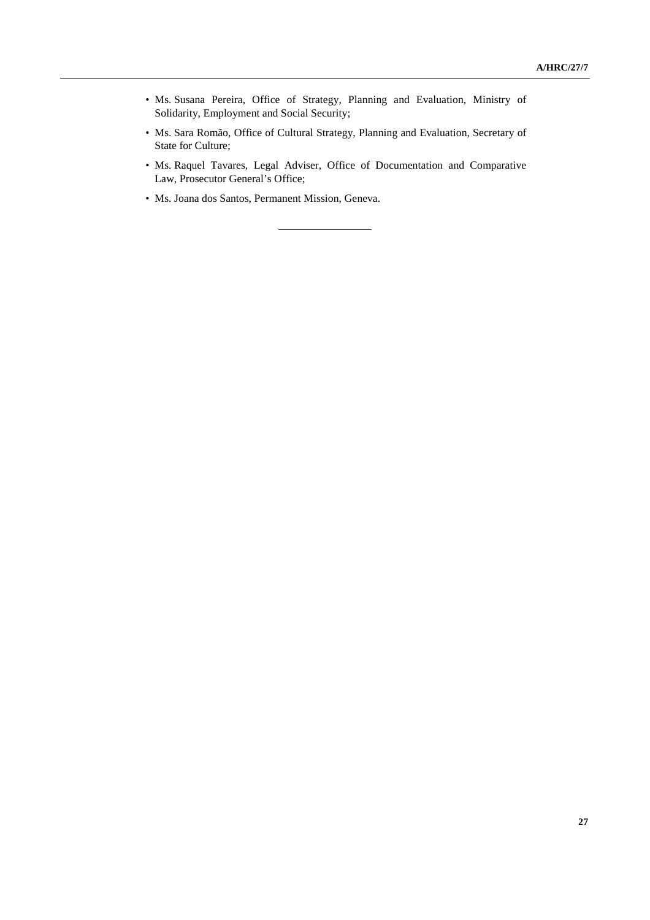- Ms. Susana Pereira, Office of Strategy, Planning and Evaluation, Ministry of Solidarity, Employment and Social Security;
- Ms. Sara Romão, Office of Cultural Strategy, Planning and Evaluation, Secretary of State for Culture;
- Ms. Raquel Tavares, Legal Adviser, Office of Documentation and Comparative Law, Prosecutor General's Office;
- Ms. Joana dos Santos, Permanent Mission, Geneva.